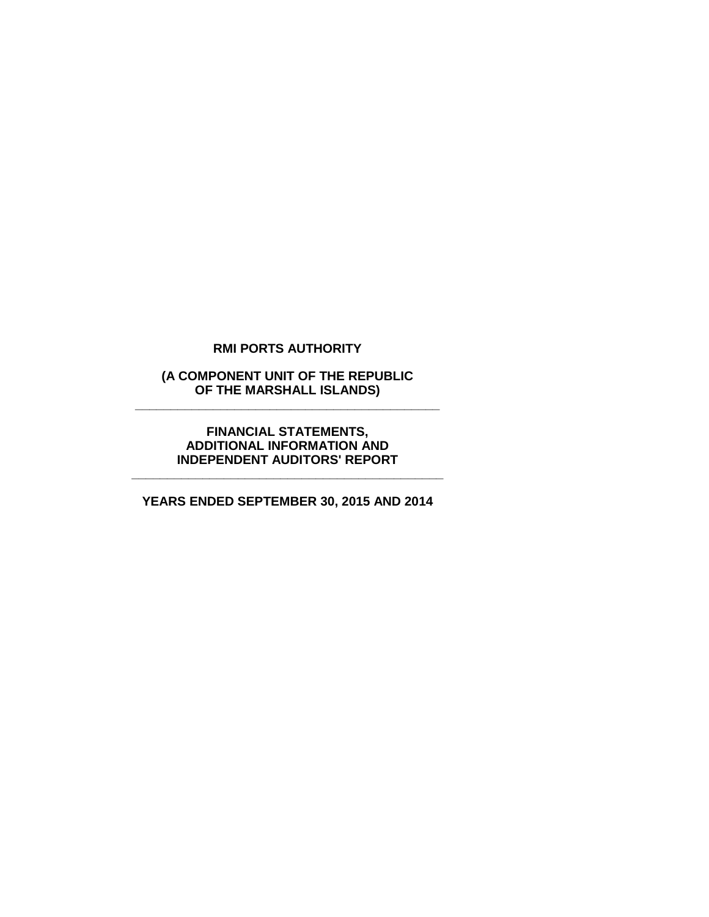# RMI PORTS AUTHORITY

**(A COMPONENT UNIT OF THE REPUBLIC OF THE MARSHALL ISLANDS)**

---

**FINANCIAL STATEMENTS, ADDITIONAL INFORMATION AND INDEPENDENT AUDITORS' REPORT**

---

**YEARS ENDED SEPTEMBER 30, 2015 AND 2014**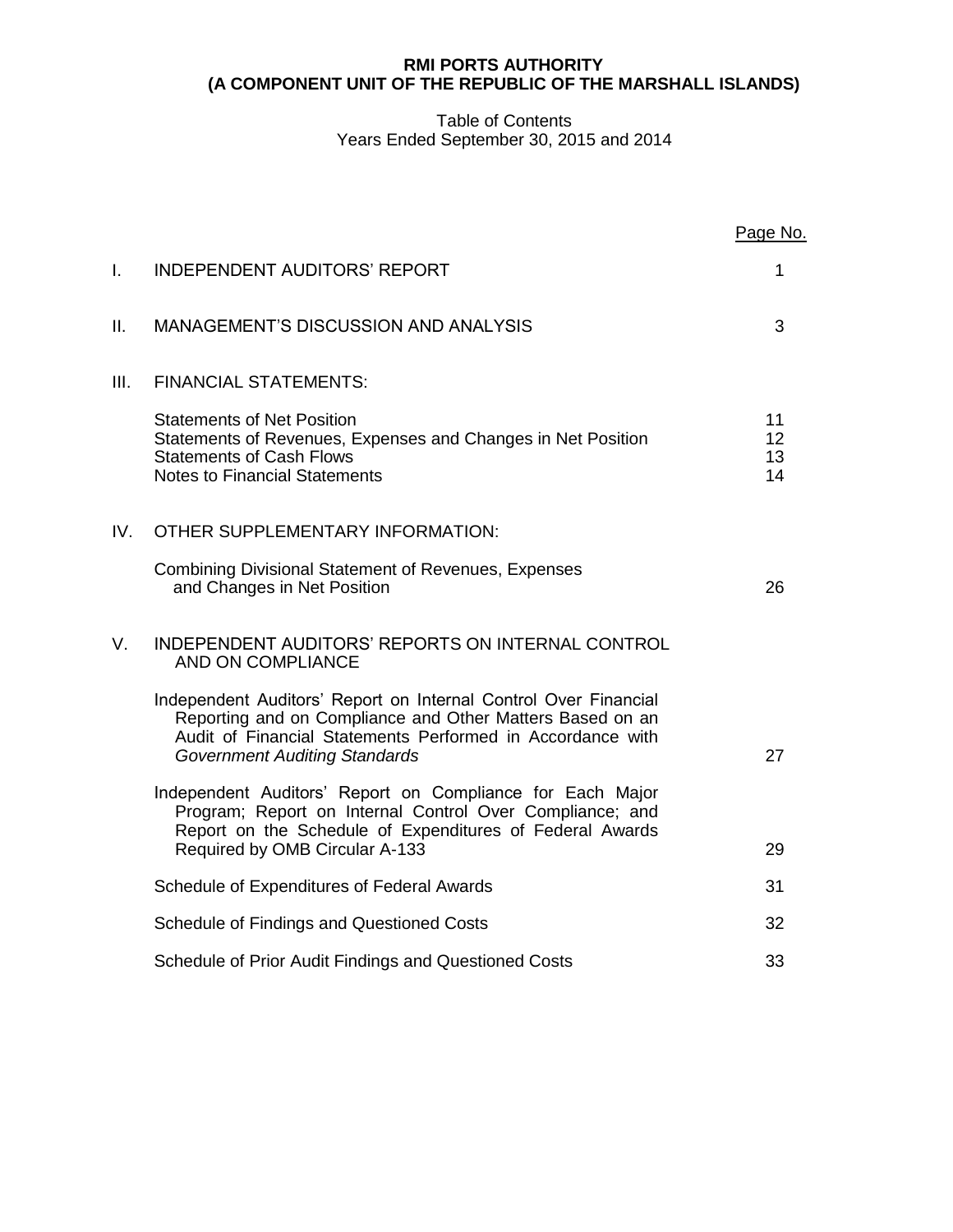**RMI PORTS AUTHORITY**
**(A COMPONENT UNIT OF THE REPUBLIC OF THE MARSHALL ISLANDS)**

Table of Contents
Years Ended September 30, 2015 and 2014

| | | Page No. |
|---|---|---|
| I. | INDEPENDENT AUDITORS' REPORT | 1 |
| II. | MANAGEMENT'S DISCUSSION AND ANALYSIS | 3 |
| III. | FINANCIAL STATEMENTS: | |
| | Statements of Net Position | 11 |
| | Statements of Revenues, Expenses and Changes in Net Position | 12 |
| | Statements of Cash Flows | 13 |
| | Notes to Financial Statements | 14 |
| IV. | OTHER SUPPLEMENTARY INFORMATION: | |
| | Combining Divisional Statement of Revenues, Expenses and Changes in Net Position | 26 |
| V. | INDEPENDENT AUDITORS' REPORTS ON INTERNAL CONTROL AND ON COMPLIANCE | |
| | Independent Auditors' Report on Internal Control Over Financial Reporting and on Compliance and Other Matters Based on an Audit of Financial Statements Performed in Accordance with *Government Auditing Standards* | 27 |
| | Independent Auditors' Report on Compliance for Each Major Program; Report on Internal Control Over Compliance; and Report on the Schedule of Expenditures of Federal Awards Required by OMB Circular A-133 | 29 |
| | Schedule of Expenditures of Federal Awards | 31 |
| | Schedule of Findings and Questioned Costs | 32 |
| | Schedule of Prior Audit Findings and Questioned Costs | 33 |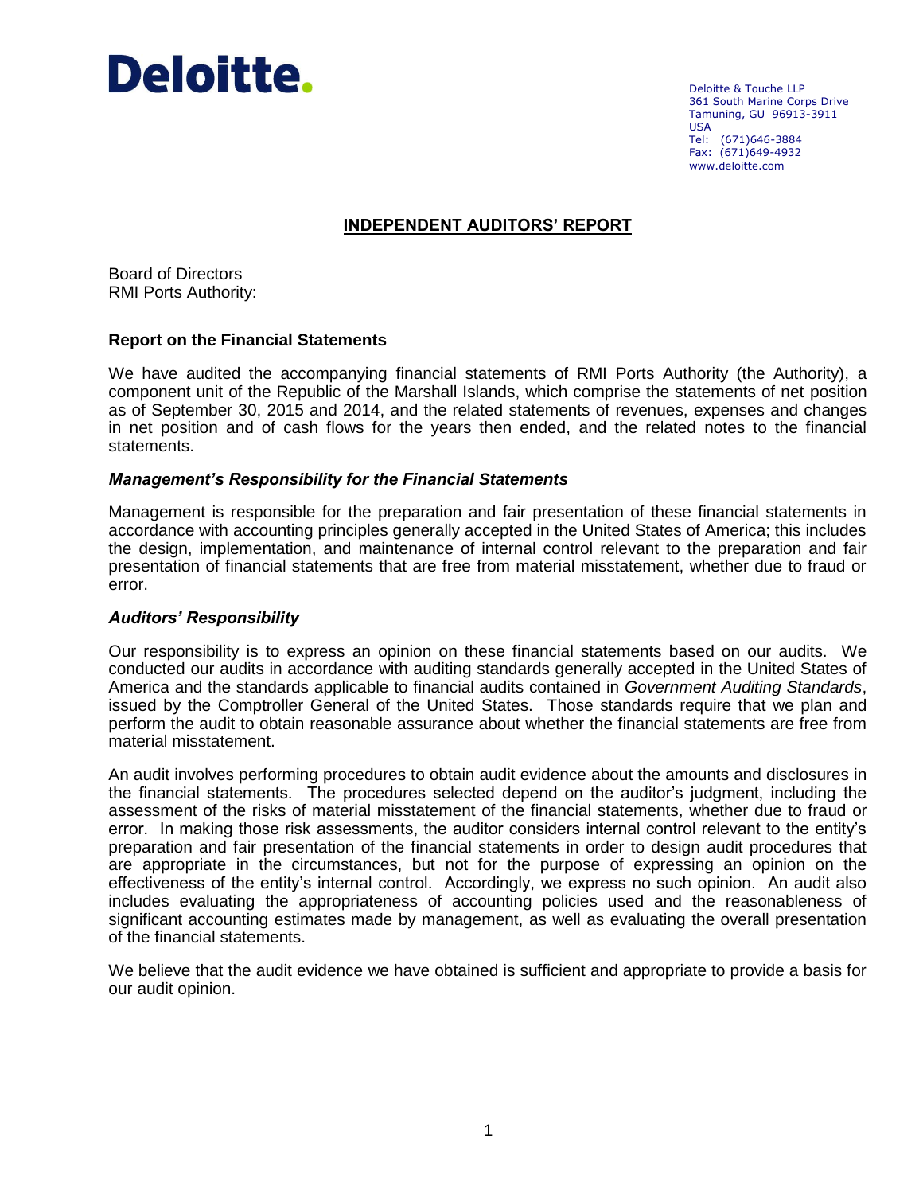Deloitte.

Deloitte & Touche LLP
361 South Marine Corps Drive
Tamuning, GU 96913-3911
USA
Tel: (671)646-3884
Fax: (671)649-4932
www.deloitte.com

# INDEPENDENT AUDITORS' REPORT

Board of Directors
RMI Ports Authority:

## Report on the Financial Statements

We have audited the accompanying financial statements of RMI Ports Authority (the Authority), a component unit of the Republic of the Marshall Islands, which comprise the statements of net position as of September 30, 2015 and 2014, and the related statements of revenues, expenses and changes in net position and of cash flows for the years then ended, and the related notes to the financial statements.

### *Management's Responsibility for the Financial Statements*

Management is responsible for the preparation and fair presentation of these financial statements in accordance with accounting principles generally accepted in the United States of America; this includes the design, implementation, and maintenance of internal control relevant to the preparation and fair presentation of financial statements that are free from material misstatement, whether due to fraud or error.

### *Auditors' Responsibility*

Our responsibility is to express an opinion on these financial statements based on our audits. We conducted our audits in accordance with auditing standards generally accepted in the United States of America and the standards applicable to financial audits contained in *Government Auditing Standards*, issued by the Comptroller General of the United States. Those standards require that we plan and perform the audit to obtain reasonable assurance about whether the financial statements are free from material misstatement.

An audit involves performing procedures to obtain audit evidence about the amounts and disclosures in the financial statements. The procedures selected depend on the auditor's judgment, including the assessment of the risks of material misstatement of the financial statements, whether due to fraud or error. In making those risk assessments, the auditor considers internal control relevant to the entity's preparation and fair presentation of the financial statements in order to design audit procedures that are appropriate in the circumstances, but not for the purpose of expressing an opinion on the effectiveness of the entity's internal control. Accordingly, we express no such opinion. An audit also includes evaluating the appropriateness of accounting policies used and the reasonableness of significant accounting estimates made by management, as well as evaluating the overall presentation of the financial statements.

We believe that the audit evidence we have obtained is sufficient and appropriate to provide a basis for our audit opinion.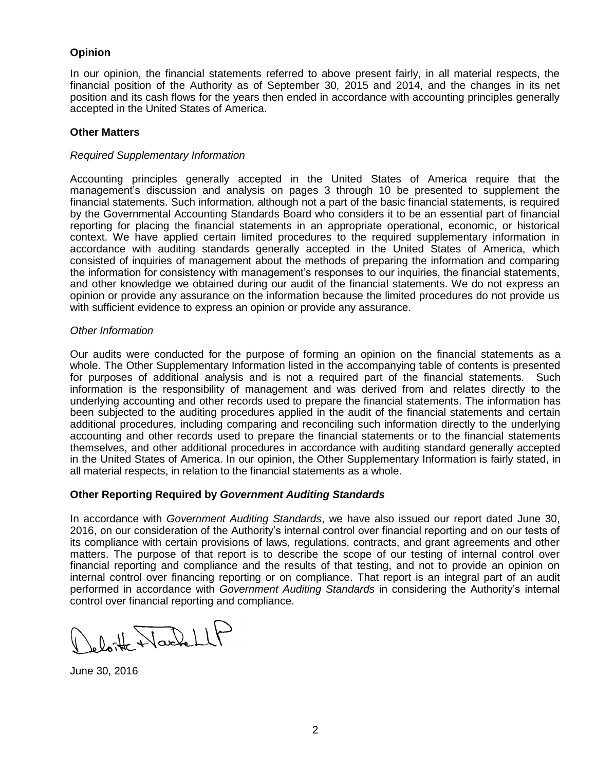## Opinion

In our opinion, the financial statements referred to above present fairly, in all material respects, the financial position of the Authority as of September 30, 2015 and 2014, and the changes in its net position and its cash flows for the years then ended in accordance with accounting principles generally accepted in the United States of America.

## Other Matters

### *Required Supplementary Information*

Accounting principles generally accepted in the United States of America require that the management's discussion and analysis on pages 3 through 10 be presented to supplement the financial statements. Such information, although not a part of the basic financial statements, is required by the Governmental Accounting Standards Board who considers it to be an essential part of financial reporting for placing the financial statements in an appropriate operational, economic, or historical context. We have applied certain limited procedures to the required supplementary information in accordance with auditing standards generally accepted in the United States of America, which consisted of inquiries of management about the methods of preparing the information and comparing the information for consistency with management's responses to our inquiries, the financial statements, and other knowledge we obtained during our audit of the financial statements. We do not express an opinion or provide any assurance on the information because the limited procedures do not provide us with sufficient evidence to express an opinion or provide any assurance.

### *Other Information*

Our audits were conducted for the purpose of forming an opinion on the financial statements as a whole. The Other Supplementary Information listed in the accompanying table of contents is presented for purposes of additional analysis and is not a required part of the financial statements. Such information is the responsibility of management and was derived from and relates directly to the underlying accounting and other records used to prepare the financial statements. The information has been subjected to the auditing procedures applied in the audit of the financial statements and certain additional procedures, including comparing and reconciling such information directly to the underlying accounting and other records used to prepare the financial statements or to the financial statements themselves, and other additional procedures in accordance with auditing standard generally accepted in the United States of America. In our opinion, the Other Supplementary Information is fairly stated, in all material respects, in relation to the financial statements as a whole.

## Other Reporting Required by *Government Auditing Standards*

In accordance with *Government Auditing Standards*, we have also issued our report dated June 30, 2016, on our consideration of the Authority's internal control over financial reporting and on our tests of its compliance with certain provisions of laws, regulations, contracts, and grant agreements and other matters. The purpose of that report is to describe the scope of our testing of internal control over financial reporting and compliance and the results of that testing, and not to provide an opinion on internal control over financing reporting or on compliance. That report is an integral part of an audit performed in accordance with *Government Auditing Standards* in considering the Authority's internal control over financial reporting and compliance.

Deloitte & Touche LLP

June 30, 2016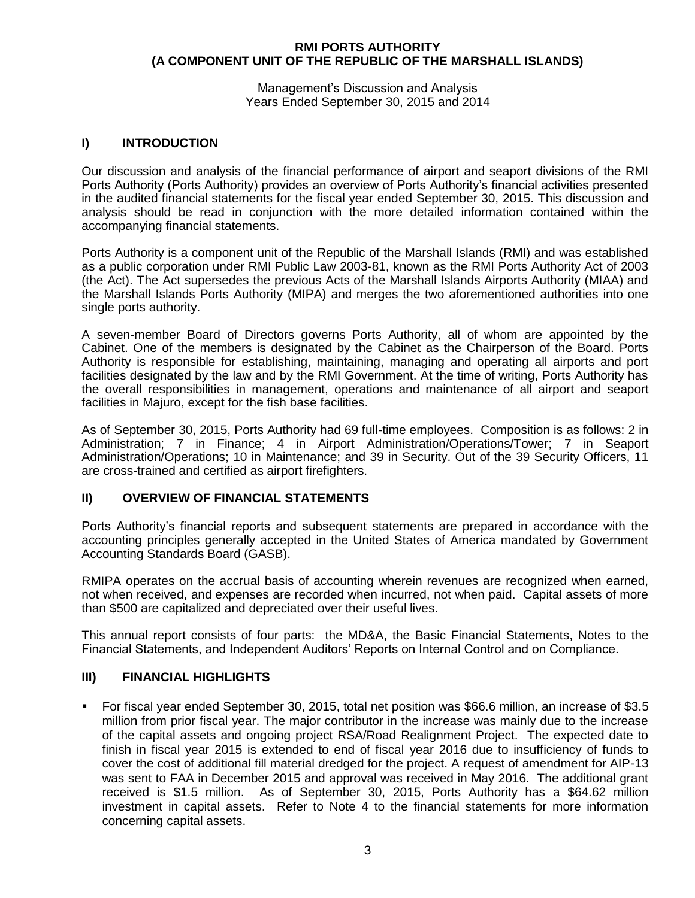**RMI PORTS AUTHORITY**
**(A COMPONENT UNIT OF THE REPUBLIC OF THE MARSHALL ISLANDS)**

Management's Discussion and Analysis
Years Ended September 30, 2015 and 2014

## I) INTRODUCTION

Our discussion and analysis of the financial performance of airport and seaport divisions of the RMI Ports Authority (Ports Authority) provides an overview of Ports Authority's financial activities presented in the audited financial statements for the fiscal year ended September 30, 2015. This discussion and analysis should be read in conjunction with the more detailed information contained within the accompanying financial statements.

Ports Authority is a component unit of the Republic of the Marshall Islands (RMI) and was established as a public corporation under RMI Public Law 2003-81, known as the RMI Ports Authority Act of 2003 (the Act). The Act supersedes the previous Acts of the Marshall Islands Airports Authority (MIAA) and the Marshall Islands Ports Authority (MIPA) and merges the two aforementioned authorities into one single ports authority.

A seven-member Board of Directors governs Ports Authority, all of whom are appointed by the Cabinet. One of the members is designated by the Cabinet as the Chairperson of the Board. Ports Authority is responsible for establishing, maintaining, managing and operating all airports and port facilities designated by the law and by the RMI Government. At the time of writing, Ports Authority has the overall responsibilities in management, operations and maintenance of all airport and seaport facilities in Majuro, except for the fish base facilities.

As of September 30, 2015, Ports Authority had 69 full-time employees. Composition is as follows: 2 in Administration; 7 in Finance; 4 in Airport Administration/Operations/Tower; 7 in Seaport Administration/Operations; 10 in Maintenance; and 39 in Security. Out of the 39 Security Officers, 11 are cross-trained and certified as airport firefighters.

## II) OVERVIEW OF FINANCIAL STATEMENTS

Ports Authority's financial reports and subsequent statements are prepared in accordance with the accounting principles generally accepted in the United States of America mandated by Government Accounting Standards Board (GASB).

RMIPA operates on the accrual basis of accounting wherein revenues are recognized when earned, not when received, and expenses are recorded when incurred, not when paid. Capital assets of more than $500 are capitalized and depreciated over their useful lives.

This annual report consists of four parts: the MD&A, the Basic Financial Statements, Notes to the Financial Statements, and Independent Auditors' Reports on Internal Control and on Compliance.

## III) FINANCIAL HIGHLIGHTS

- For fiscal year ended September 30, 2015, total net position was $66.6 million, an increase of $3.5 million from prior fiscal year. The major contributor in the increase was mainly due to the increase of the capital assets and ongoing project RSA/Road Realignment Project. The expected date to finish in fiscal year 2015 is extended to end of fiscal year 2016 due to insufficiency of funds to cover the cost of additional fill material dredged for the project. A request of amendment for AIP-13 was sent to FAA in December 2015 and approval was received in May 2016. The additional grant received is $1.5 million. As of September 30, 2015, Ports Authority has a $64.62 million investment in capital assets. Refer to Note 4 to the financial statements for more information concerning capital assets.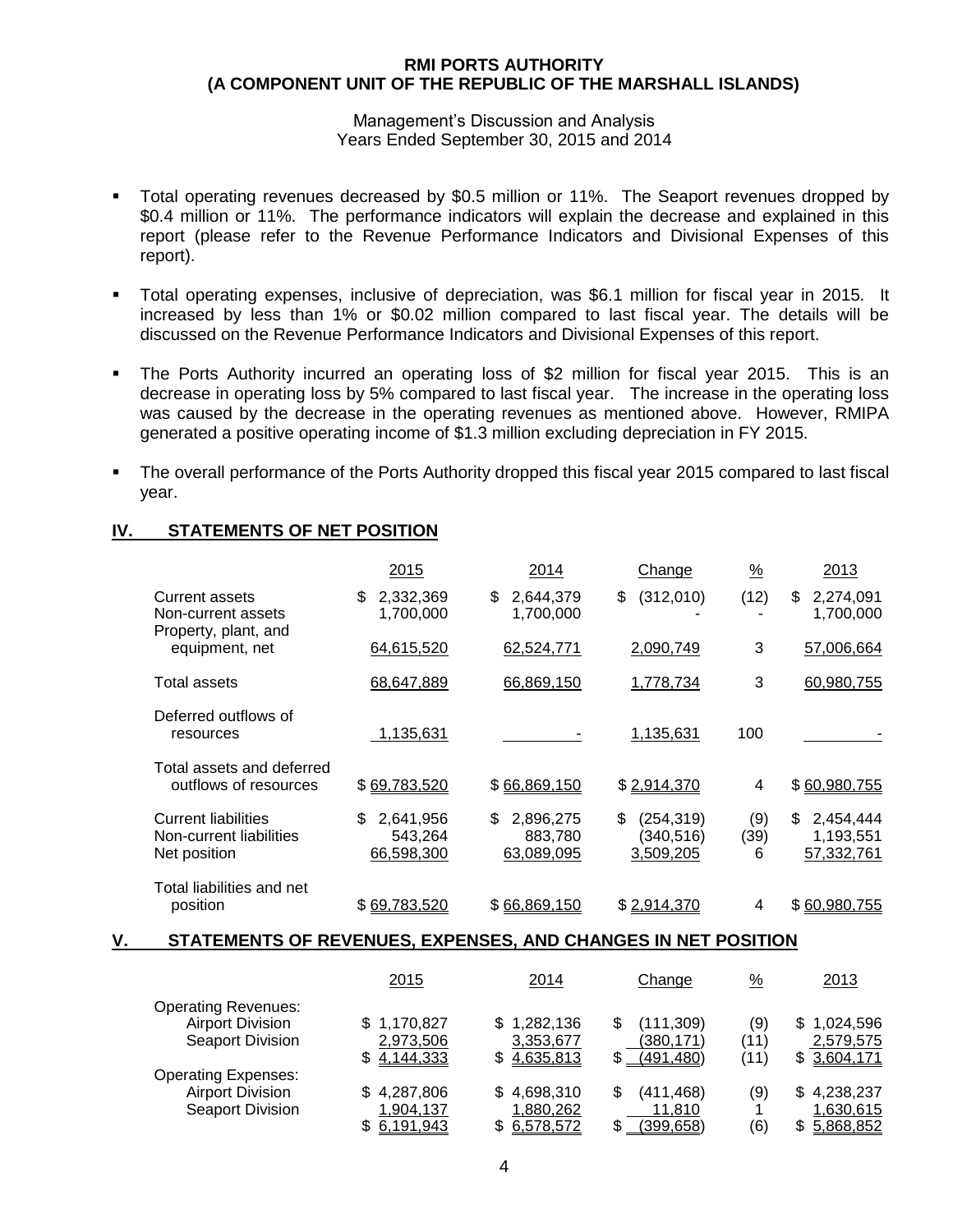**RMI PORTS AUTHORITY**
**(A COMPONENT UNIT OF THE REPUBLIC OF THE MARSHALL ISLANDS)**

Management's Discussion and Analysis
Years Ended September 30, 2015 and 2014

- Total operating revenues decreased by $0.5 million or 11%. The Seaport revenues dropped by $0.4 million or 11%. The performance indicators will explain the decrease and explained in this report (please refer to the Revenue Performance Indicators and Divisional Expenses of this report).
- Total operating expenses, inclusive of depreciation, was $6.1 million for fiscal year in 2015. It increased by less than 1% or $0.02 million compared to last fiscal year. The details will be discussed on the Revenue Performance Indicators and Divisional Expenses of this report.
- The Ports Authority incurred an operating loss of $2 million for fiscal year 2015. This is an decrease in operating loss by 5% compared to last fiscal year. The increase in the operating loss was caused by the decrease in the operating revenues as mentioned above. However, RMIPA generated a positive operating income of $1.3 million excluding depreciation in FY 2015.
- The overall performance of the Ports Authority dropped this fiscal year 2015 compared to last fiscal year.

## IV. STATEMENTS OF NET POSITION

| | 2015 | 2014 | Change | % | 2013 |
|---|---|---|---|---|---|
| Current assets | $ 2,332,369 | $ 2,644,379 | $ (312,010) | (12) | $ 2,274,091 |
| Non-current assets | 1,700,000 | 1,700,000 | - | - | 1,700,000 |
| Property, plant, and equipment, net | 64,615,520 | 62,524,771 | 2,090,749 | 3 | 57,006,664 |
| Total assets | 68,647,889 | 66,869,150 | 1,778,734 | 3 | 60,980,755 |
| Deferred outflows of resources | 1,135,631 | - | 1,135,631 | 100 | - |
| Total assets and deferred outflows of resources | $ 69,783,520 | $ 66,869,150 | $ 2,914,370 | 4 | $ 60,980,755 |
| Current liabilities | $ 2,641,956 | $ 2,896,275 | $ (254,319) | (9) | $ 2,454,444 |
| Non-current liabilities | 543,264 | 883,780 | (340,516) | (39) | 1,193,551 |
| Net position | 66,598,300 | 63,089,095 | 3,509,205 | 6 | 57,332,761 |
| Total liabilities and net position | $ 69,783,520 | $ 66,869,150 | $ 2,914,370 | 4 | $ 60,980,755 |

## V. STATEMENTS OF REVENUES, EXPENSES, AND CHANGES IN NET POSITION

| | 2015 | 2014 | Change | % | 2013 |
|---|---|---|---|---|---|
| Operating Revenues: | | | | | |
| Airport Division | $ 1,170,827 | $ 1,282,136 | $ (111,309) | (9) | $ 1,024,596 |
| Seaport Division | 2,973,506 | 3,353,677 | (380,171) | (11) | 2,579,575 |
| | $ 4,144,333 | $ 4,635,813 | $ (491,480) | (11) | $ 3,604,171 |
| Operating Expenses: | | | | | |
| Airport Division | $ 4,287,806 | $ 4,698,310 | $ (411,468) | (9) | $ 4,238,237 |
| Seaport Division | 1,904,137 | 1,880,262 | 11,810 | 1 | 1,630,615 |
| | $ 6,191,943 | $ 6,578,572 | $ (399,658) | (6) | $ 5,868,852 |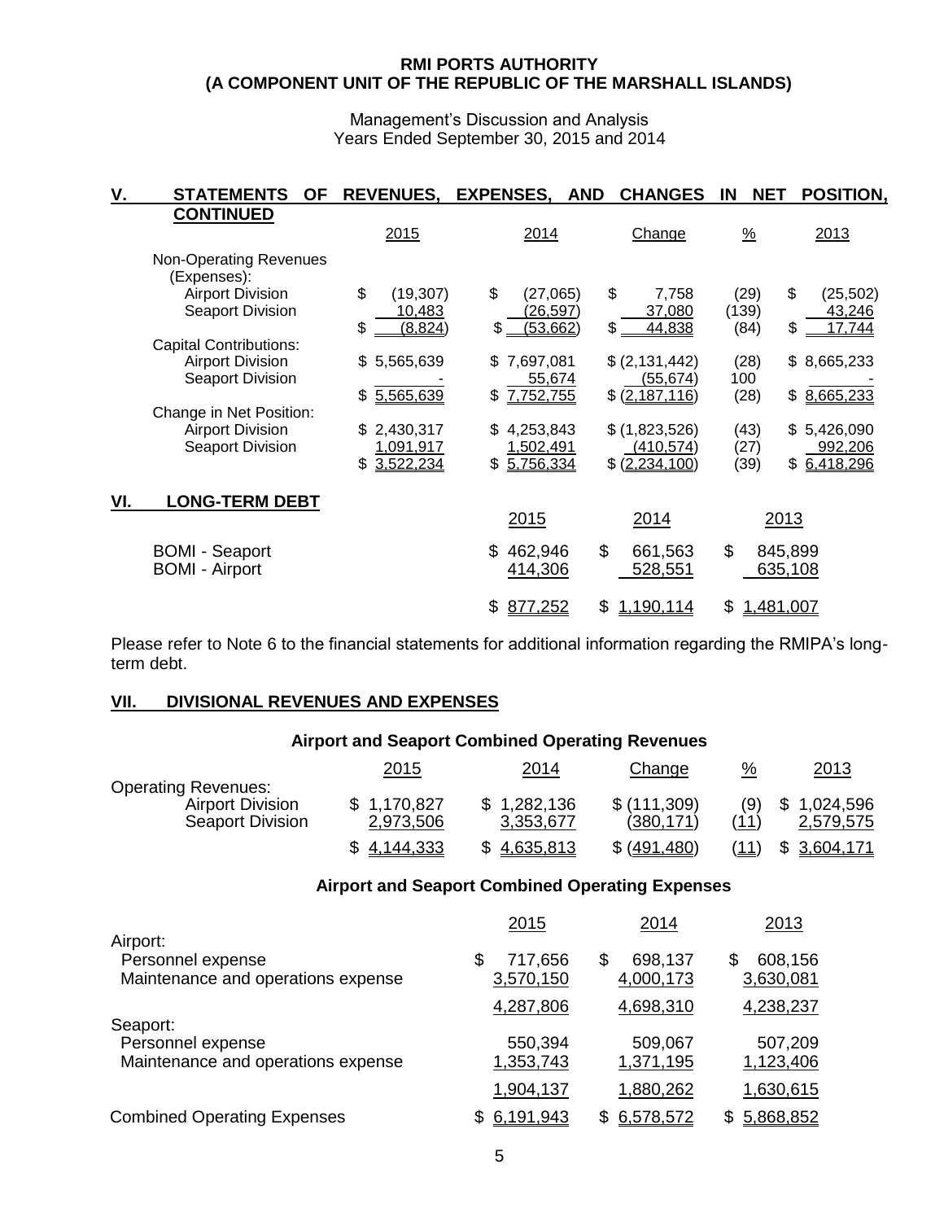**RMI PORTS AUTHORITY**
**(A COMPONENT UNIT OF THE REPUBLIC OF THE MARSHALL ISLANDS)**

Management's Discussion and Analysis
Years Ended September 30, 2015 and 2014

## V. STATEMENTS OF REVENUES, EXPENSES, AND CHANGES IN NET POSITION, CONTINUED

| | 2015 | 2014 | Change | % | 2013 |
|---|---|---|---|---|---|
| Non-Operating Revenues (Expenses): | | | | | |
| Airport Division | $ (19,307) | $ (27,065) | $ 7,758 | (29) | $ (25,502) |
| Seaport Division | 10,483 | (26,597) | 37,080 | (139) | 43,246 |
| | $ (8,824) | $ (53,662) | $ 44,838 | (84) | $ 17,744 |
| Capital Contributions: | | | | | |
| Airport Division | $ 5,565,639 | $ 7,697,081 | $ (2,131,442) | (28) | $ 8,665,233 |
| Seaport Division | - | 55,674 | (55,674) | 100 | - |
| | $ 5,565,639 | $ 7,752,755 | $ (2,187,116) | (28) | $ 8,665,233 |
| Change in Net Position: | | | | | |
| Airport Division | $ 2,430,317 | $ 4,253,843 | $ (1,823,526) | (43) | $ 5,426,090 |
| Seaport Division | 1,091,917 | 1,502,491 | (410,574) | (27) | 992,206 |
| | $ 3,522,234 | $ 5,756,334 | $ (2,234,100) | (39) | $ 6,418,296 |

## VI. LONG-TERM DEBT

| | 2015 | 2014 | 2013 |
|---|---|---|---|
| BOMI - Seaport | $ 462,946 | $ 661,563 | $ 845,899 |
| BOMI - Airport | 414,306 | 528,551 | 635,108 |
| | $ 877,252 | $ 1,190,114 | $ 1,481,007 |

Please refer to Note 6 to the financial statements for additional information regarding the RMIPA's long-term debt.

## VII. DIVISIONAL REVENUES AND EXPENSES

### Airport and Seaport Combined Operating Revenues

| | 2015 | 2014 | Change | % | 2013 |
|---|---|---|---|---|---|
| Operating Revenues: | | | | | |
| Airport Division | $ 1,170,827 | $ 1,282,136 | $ (111,309) | (9) | $ 1,024,596 |
| Seaport Division | 2,973,506 | 3,353,677 | (380,171) | (11) | 2,579,575 |
| | $ 4,144,333 | $ 4,635,813 | $ (491,480) | (11) | $ 3,604,171 |

### Airport and Seaport Combined Operating Expenses

| | 2015 | 2014 | 2013 |
|---|---|---|---|
| Airport: | | | |
| Personnel expense | $ 717,656 | $ 698,137 | $ 608,156 |
| Maintenance and operations expense | 3,570,150 | 4,000,173 | 3,630,081 |
| | 4,287,806 | 4,698,310 | 4,238,237 |
| Seaport: | | | |
| Personnel expense | 550,394 | 509,067 | 507,209 |
| Maintenance and operations expense | 1,353,743 | 1,371,195 | 1,123,406 |
| | 1,904,137 | 1,880,262 | 1,630,615 |
| Combined Operating Expenses | $ 6,191,943 | $ 6,578,572 | $ 5,868,852 |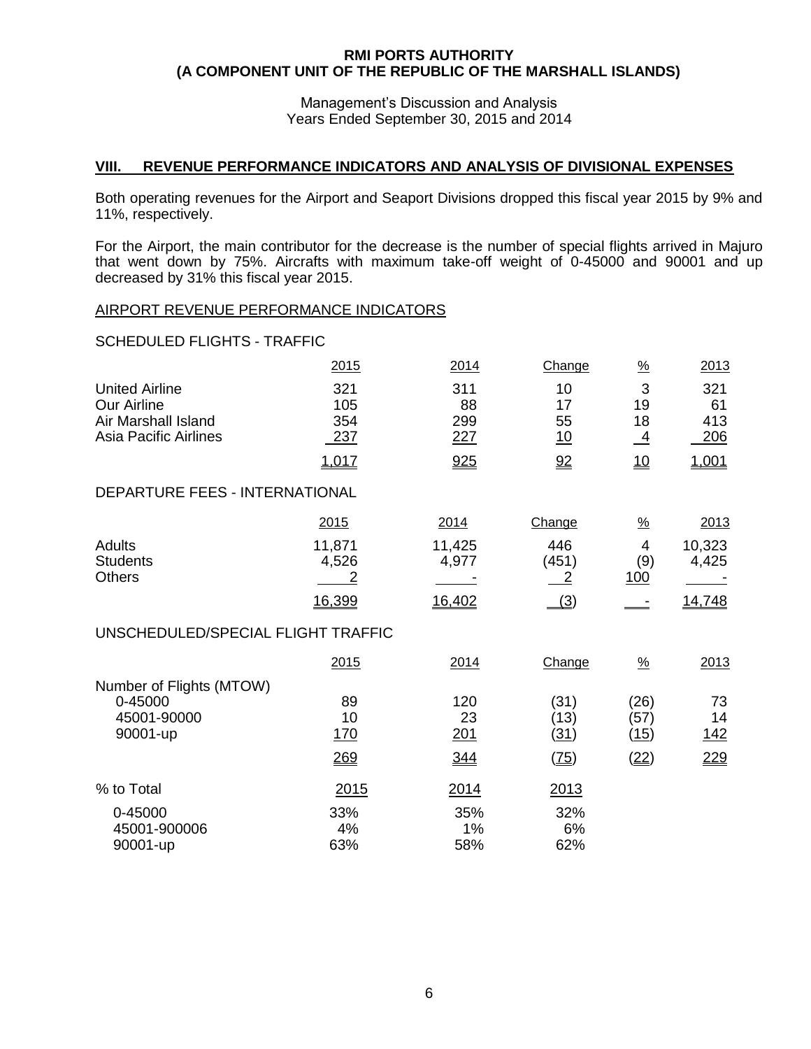**RMI PORTS AUTHORITY**
**(A COMPONENT UNIT OF THE REPUBLIC OF THE MARSHALL ISLANDS)**

Management's Discussion and Analysis
Years Ended September 30, 2015 and 2014

## VIII. REVENUE PERFORMANCE INDICATORS AND ANALYSIS OF DIVISIONAL EXPENSES

Both operating revenues for the Airport and Seaport Divisions dropped this fiscal year 2015 by 9% and 11%, respectively.

For the Airport, the main contributor for the decrease is the number of special flights arrived in Majuro that went down by 75%. Aircrafts with maximum take-off weight of 0-45000 and 90001 and up decreased by 31% this fiscal year 2015.

### AIRPORT REVENUE PERFORMANCE INDICATORS

SCHEDULED FLIGHTS - TRAFFIC

| | 2015 | 2014 | Change | % | 2013 |
|---|---|---|---|---|---|
| United Airline | 321 | 311 | 10 | 3 | 321 |
| Our Airline | 105 | 88 | 17 | 19 | 61 |
| Air Marshall Island | 354 | 299 | 55 | 18 | 413 |
| Asia Pacific Airlines | 237 | 227 | 10 | 4 | 206 |
| | 1,017 | 925 | 92 | 10 | 1,001 |

DEPARTURE FEES - INTERNATIONAL

| | 2015 | 2014 | Change | % | 2013 |
|---|---|---|---|---|---|
| Adults | 11,871 | 11,425 | 446 | 4 | 10,323 |
| Students | 4,526 | 4,977 | (451) | (9) | 4,425 |
| Others | 2 | - | 2 | 100 | - |
| | 16,399 | 16,402 | (3) | - | 14,748 |

UNSCHEDULED/SPECIAL FLIGHT TRAFFIC

| | 2015 | 2014 | Change | % | 2013 |
|---|---|---|---|---|---|
| Number of Flights (MTOW) | | | | | |
| 0-45000 | 89 | 120 | (31) | (26) | 73 |
| 45001-90000 | 10 | 23 | (13) | (57) | 14 |
| 90001-up | 170 | 201 | (31) | (15) | 142 |
| | 269 | 344 | (75) | (22) | 229 |

| % to Total | 2015 | 2014 | 2013 |
|---|---|---|---|
| 0-45000 | 33% | 35% | 32% |
| 45001-900006 | 4% | 1% | 6% |
| 90001-up | 63% | 58% | 62% |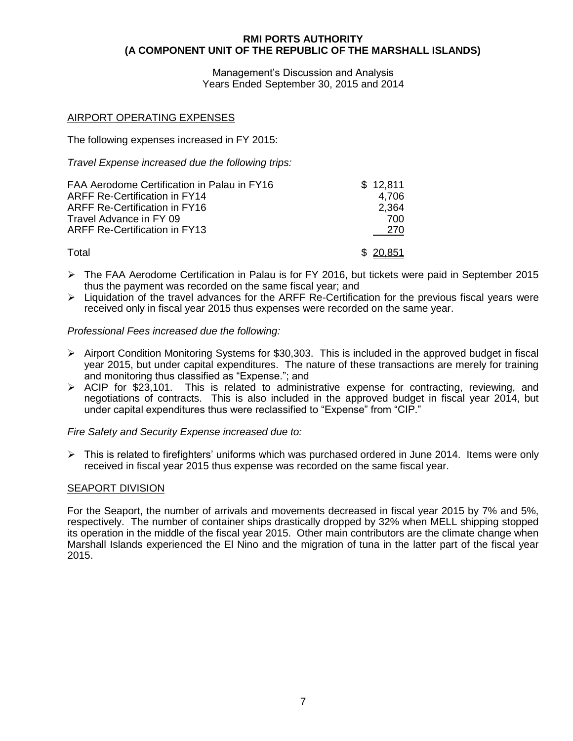**RMI PORTS AUTHORITY**
**(A COMPONENT UNIT OF THE REPUBLIC OF THE MARSHALL ISLANDS)**

Management's Discussion and Analysis
Years Ended September 30, 2015 and 2014

## AIRPORT OPERATING EXPENSES

The following expenses increased in FY 2015:

*Travel Expense increased due the following trips:*

| | |
|---|---|
| FAA Aerodome Certification in Palau in FY16 | $ 12,811 |
| ARFF Re-Certification in FY14 | 4,706 |
| ARFF Re-Certification in FY16 | 2,364 |
| Travel Advance in FY 09 | 700 |
| ARFF Re-Certification in FY13 | 270 |
| Total | $ 20,851 |

- The FAA Aerodome Certification in Palau is for FY 2016, but tickets were paid in September 2015 thus the payment was recorded on the same fiscal year; and
- Liquidation of the travel advances for the ARFF Re-Certification for the previous fiscal years were received only in fiscal year 2015 thus expenses were recorded on the same year.

*Professional Fees increased due the following:*

- Airport Condition Monitoring Systems for $30,303. This is included in the approved budget in fiscal year 2015, but under capital expenditures. The nature of these transactions are merely for training and monitoring thus classified as "Expense."; and
- ACIP for $23,101. This is related to administrative expense for contracting, reviewing, and negotiations of contracts. This is also included in the approved budget in fiscal year 2014, but under capital expenditures thus were reclassified to "Expense" from "CIP."

*Fire Safety and Security Expense increased due to:*

- This is related to firefighters' uniforms which was purchased ordered in June 2014. Items were only received in fiscal year 2015 thus expense was recorded on the same fiscal year.

## SEAPORT DIVISION

For the Seaport, the number of arrivals and movements decreased in fiscal year 2015 by 7% and 5%, respectively. The number of container ships drastically dropped by 32% when MELL shipping stopped its operation in the middle of the fiscal year 2015. Other main contributors are the climate change when Marshall Islands experienced the El Nino and the migration of tuna in the latter part of the fiscal year 2015.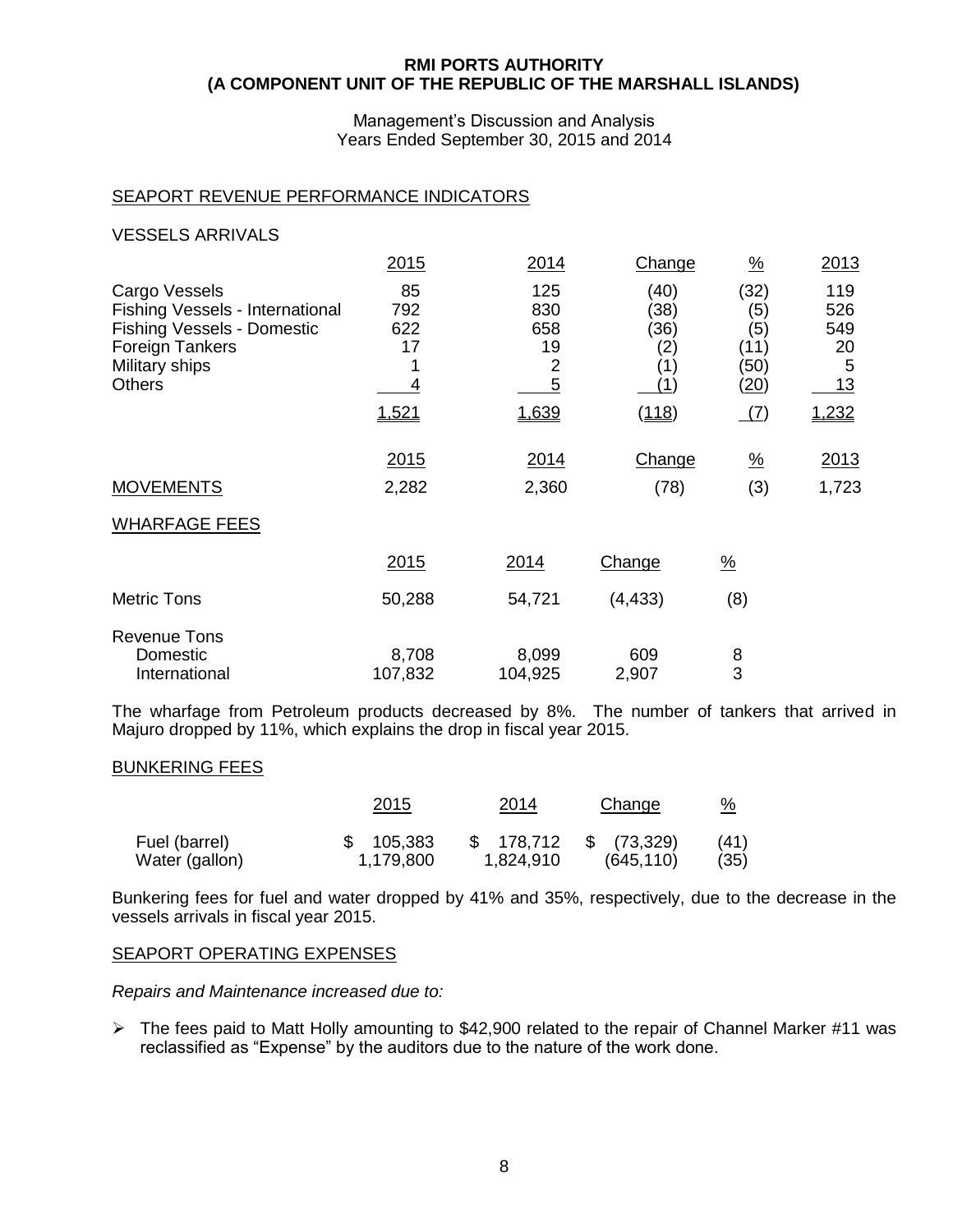**RMI PORTS AUTHORITY**
**(A COMPONENT UNIT OF THE REPUBLIC OF THE MARSHALL ISLANDS)**

Management's Discussion and Analysis
Years Ended September 30, 2015 and 2014

## SEAPORT REVENUE PERFORMANCE INDICATORS

### VESSELS ARRIVALS

| | 2015 | 2014 | Change | % | 2013 |
|---|---|---|---|---|---|
| Cargo Vessels | 85 | 125 | (40) | (32) | 119 |
| Fishing Vessels - International | 792 | 830 | (38) | (5) | 526 |
| Fishing Vessels - Domestic | 622 | 658 | (36) | (5) | 549 |
| Foreign Tankers | 17 | 19 | (2) | (11) | 20 |
| Military ships | 1 | 2 | (1) | (50) | 5 |
| Others | 4 | 5 | (1) | (20) | 13 |
| | 1,521 | 1,639 | (118) | (7) | 1,232 |

| | 2015 | 2014 | Change | % | 2013 |
|---|---|---|---|---|---|
| MOVEMENTS | 2,282 | 2,360 | (78) | (3) | 1,723 |

### WHARFAGE FEES

| | 2015 | 2014 | Change | % |
|---|---|---|---|---|
| Metric Tons | 50,288 | 54,721 | (4,433) | (8) |
| Revenue Tons | | | | |
| Domestic | 8,708 | 8,099 | 609 | 8 |
| International | 107,832 | 104,925 | 2,907 | 3 |

The wharfage from Petroleum products decreased by 8%. The number of tankers that arrived in Majuro dropped by 11%, which explains the drop in fiscal year 2015.

### BUNKERING FEES

| | 2015 | 2014 | Change | % |
|---|---|---|---|---|
| Fuel (barrel) | $ 105,383 | $ 178,712 | $ (73,329) | (41) |
| Water (gallon) | 1,179,800 | 1,824,910 | (645,110) | (35) |

Bunkering fees for fuel and water dropped by 41% and 35%, respectively, due to the decrease in the vessels arrivals in fiscal year 2015.

## SEAPORT OPERATING EXPENSES

*Repairs and Maintenance increased due to:*

- The fees paid to Matt Holly amounting to $42,900 related to the repair of Channel Marker #11 was reclassified as "Expense" by the auditors due to the nature of the work done.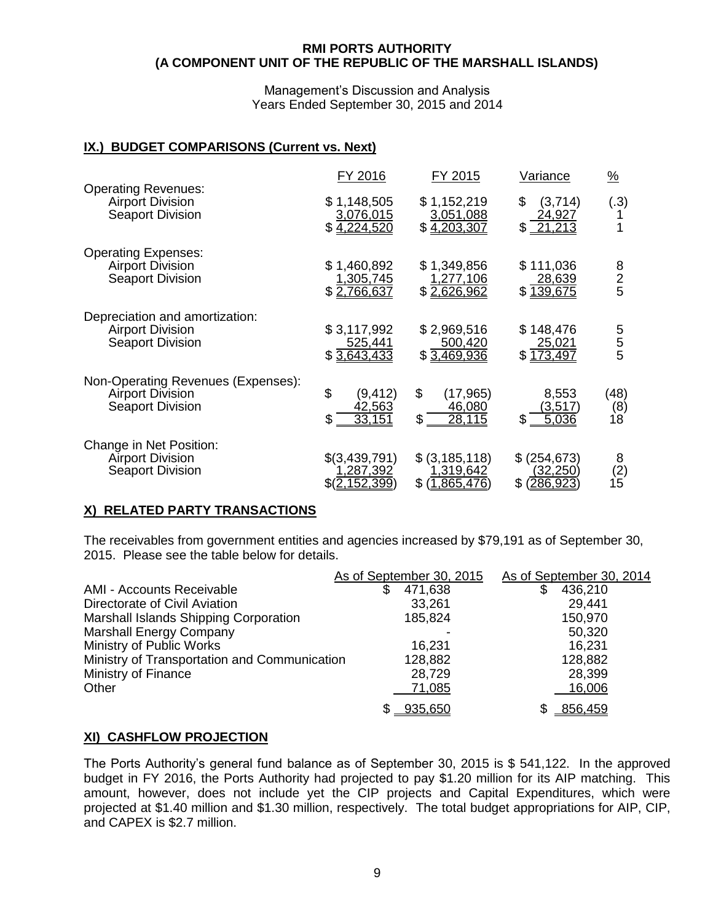**RMI PORTS AUTHORITY**
**(A COMPONENT UNIT OF THE REPUBLIC OF THE MARSHALL ISLANDS)**

Management's Discussion and Analysis
Years Ended September 30, 2015 and 2014

## IX.) BUDGET COMPARISONS (Current vs. Next)

| | FY 2016 | FY 2015 | Variance | % |
|---|---|---|---|---|
| Operating Revenues: | | | | |
| Airport Division | $ 1,148,505 | $ 1,152,219 | $ (3,714) | (.3) |
| Seaport Division | 3,076,015 | 3,051,088 | 24,927 | 1 |
| | $ 4,224,520 | $ 4,203,307 | $ 21,213 | 1 |
| Operating Expenses: | | | | |
| Airport Division | $ 1,460,892 | $ 1,349,856 | $ 111,036 | 8 |
| Seaport Division | 1,305,745 | 1,277,106 | 28,639 | 2 |
| | $ 2,766,637 | $ 2,626,962 | $ 139,675 | 5 |
| Depreciation and amortization: | | | | |
| Airport Division | $ 3,117,992 | $ 2,969,516 | $ 148,476 | 5 |
| Seaport Division | 525,441 | 500,420 | 25,021 | 5 |
| | $ 3,643,433 | $ 3,469,936 | $ 173,497 | 5 |
| Non-Operating Revenues (Expenses): | | | | |
| Airport Division | $ (9,412) | $ (17,965) | 8,553 | (48) |
| Seaport Division | 42,563 | 46,080 | (3,517) | (8) |
| | $ 33,151 | $ 28,115 | $ 5,036 | 18 |
| Change in Net Position: | | | | |
| Airport Division | $(3,439,791) | $ (3,185,118) | $ (254,673) | 8 |
| Seaport Division | 1,287,392 | 1,319,642 | (32,250) | (2) |
| | $(2,152,399) | $ (1,865,476) | $ (286,923) | 15 |

## X) RELATED PARTY TRANSACTIONS

The receivables from government entities and agencies increased by $79,191 as of September 30, 2015. Please see the table below for details.

| | As of September 30, 2015 | As of September 30, 2014 |
|---|---|---|
| AMI - Accounts Receivable | $ 471,638 | $ 436,210 |
| Directorate of Civil Aviation | 33,261 | 29,441 |
| Marshall Islands Shipping Corporation | 185,824 | 150,970 |
| Marshall Energy Company | - | 50,320 |
| Ministry of Public Works | 16,231 | 16,231 |
| Ministry of Transportation and Communication | 128,882 | 128,882 |
| Ministry of Finance | 28,729 | 28,399 |
| Other | 71,085 | 16,006 |
| | $ 935,650 | $ 856,459 |

## XI) CASHFLOW PROJECTION

The Ports Authority's general fund balance as of September 30, 2015 is $ 541,122. In the approved budget in FY 2016, the Ports Authority had projected to pay $1.20 million for its AIP matching. This amount, however, does not include yet the CIP projects and Capital Expenditures, which were projected at $1.40 million and $1.30 million, respectively. The total budget appropriations for AIP, CIP, and CAPEX is $2.7 million.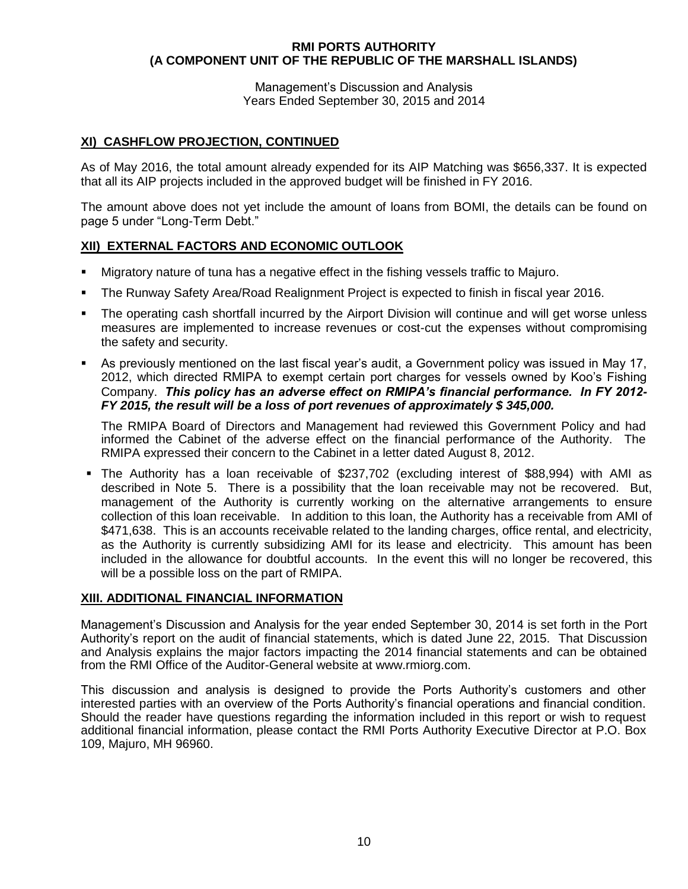## XI) CASHFLOW PROJECTION, CONTINUED

As of May 2016, the total amount already expended for its AIP Matching was $656,337. It is expected that all its AIP projects included in the approved budget will be finished in FY 2016.

The amount above does not yet include the amount of loans from BOMI, the details can be found on page 5 under "Long-Term Debt."

## XII) EXTERNAL FACTORS AND ECONOMIC OUTLOOK

- Migratory nature of tuna has a negative effect in the fishing vessels traffic to Majuro.
- The Runway Safety Area/Road Realignment Project is expected to finish in fiscal year 2016.
- The operating cash shortfall incurred by the Airport Division will continue and will get worse unless measures are implemented to increase revenues or cost-cut the expenses without compromising the safety and security.
- As previously mentioned on the last fiscal year's audit, a Government policy was issued in May 17, 2012, which directed RMIPA to exempt certain port charges for vessels owned by Koo's Fishing Company. ***This policy has an adverse effect on RMIPA's financial performance. In FY 2012-FY 2015, the result will be a loss of port revenues of approximately $ 345,000.***

  The RMIPA Board of Directors and Management had reviewed this Government Policy and had informed the Cabinet of the adverse effect on the financial performance of the Authority. The RMIPA expressed their concern to the Cabinet in a letter dated August 8, 2012.

- The Authority has a loan receivable of $237,702 (excluding interest of $88,994) with AMI as described in Note 5. There is a possibility that the loan receivable may not be recovered. But, management of the Authority is currently working on the alternative arrangements to ensure collection of this loan receivable. In addition to this loan, the Authority has a receivable from AMI of $471,638. This is an accounts receivable related to the landing charges, office rental, and electricity, as the Authority is currently subsidizing AMI for its lease and electricity. This amount has been included in the allowance for doubtful accounts. In the event this will no longer be recovered, this will be a possible loss on the part of RMIPA.

## XIII. ADDITIONAL FINANCIAL INFORMATION

Management's Discussion and Analysis for the year ended September 30, 2014 is set forth in the Port Authority's report on the audit of financial statements, which is dated June 22, 2015. That Discussion and Analysis explains the major factors impacting the 2014 financial statements and can be obtained from the RMI Office of the Auditor-General website at www.rmiorg.com.

This discussion and analysis is designed to provide the Ports Authority's customers and other interested parties with an overview of the Ports Authority's financial operations and financial condition. Should the reader have questions regarding the information included in this report or wish to request additional financial information, please contact the RMI Ports Authority Executive Director at P.O. Box 109, Majuro, MH 96960.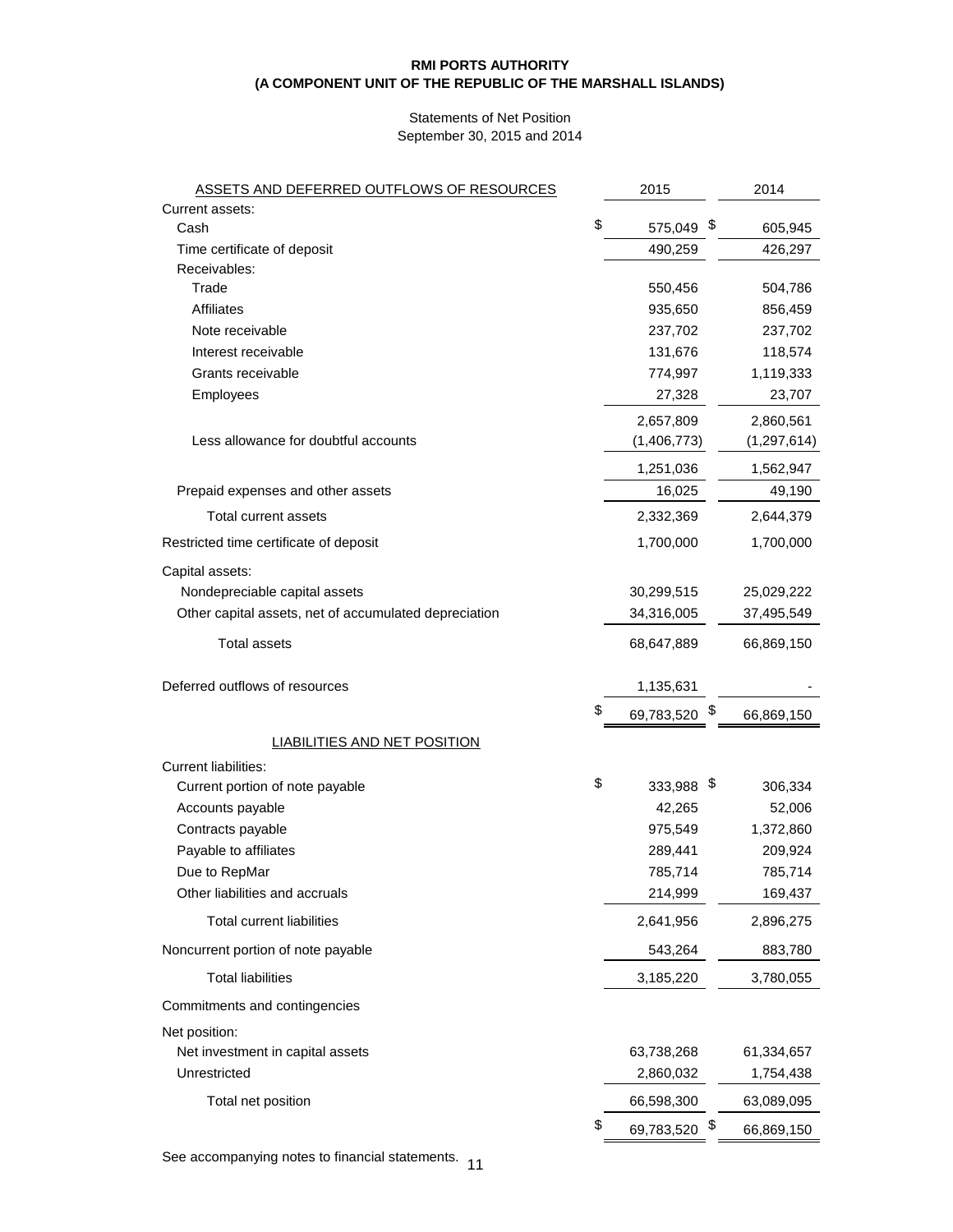**RMI PORTS AUTHORITY**
**(A COMPONENT UNIT OF THE REPUBLIC OF THE MARSHALL ISLANDS)**

Statements of Net Position
September 30, 2015 and 2014

| ASSETS AND DEFERRED OUTFLOWS OF RESOURCES | 2015 | 2014 |
|---|---|---|
| Current assets: | | |
| Cash | $ 575,049 | $ 605,945 |
| Time certificate of deposit | 490,259 | 426,297 |
| Receivables: | | |
| Trade | 550,456 | 504,786 |
| Affiliates | 935,650 | 856,459 |
| Note receivable | 237,702 | 237,702 |
| Interest receivable | 131,676 | 118,574 |
| Grants receivable | 774,997 | 1,119,333 |
| Employees | 27,328 | 23,707 |
| | 2,657,809 | 2,860,561 |
| Less allowance for doubtful accounts | (1,406,773) | (1,297,614) |
| | 1,251,036 | 1,562,947 |
| Prepaid expenses and other assets | 16,025 | 49,190 |
| Total current assets | 2,332,369 | 2,644,379 |
| Restricted time certificate of deposit | 1,700,000 | 1,700,000 |
| Capital assets: | | |
| Nondepreciable capital assets | 30,299,515 | 25,029,222 |
| Other capital assets, net of accumulated depreciation | 34,316,005 | 37,495,549 |
| Total assets | 68,647,889 | 66,869,150 |
| Deferred outflows of resources | 1,135,631 | - |
| | $ 69,783,520 | $ 66,869,150 |
| **LIABILITIES AND NET POSITION** | | |
| Current liabilities: | | |
| Current portion of note payable | $ 333,988 | $ 306,334 |
| Accounts payable | 42,265 | 52,006 |
| Contracts payable | 975,549 | 1,372,860 |
| Payable to affiliates | 289,441 | 209,924 |
| Due to RepMar | 785,714 | 785,714 |
| Other liabilities and accruals | 214,999 | 169,437 |
| Total current liabilities | 2,641,956 | 2,896,275 |
| Noncurrent portion of note payable | 543,264 | 883,780 |
| Total liabilities | 3,185,220 | 3,780,055 |
| Commitments and contingencies | | |
| Net position: | | |
| Net investment in capital assets | 63,738,268 | 61,334,657 |
| Unrestricted | 2,860,032 | 1,754,438 |
| Total net position | 66,598,300 | 63,089,095 |
| | $ 69,783,520 | $ 66,869,150 |

See accompanying notes to financial statements.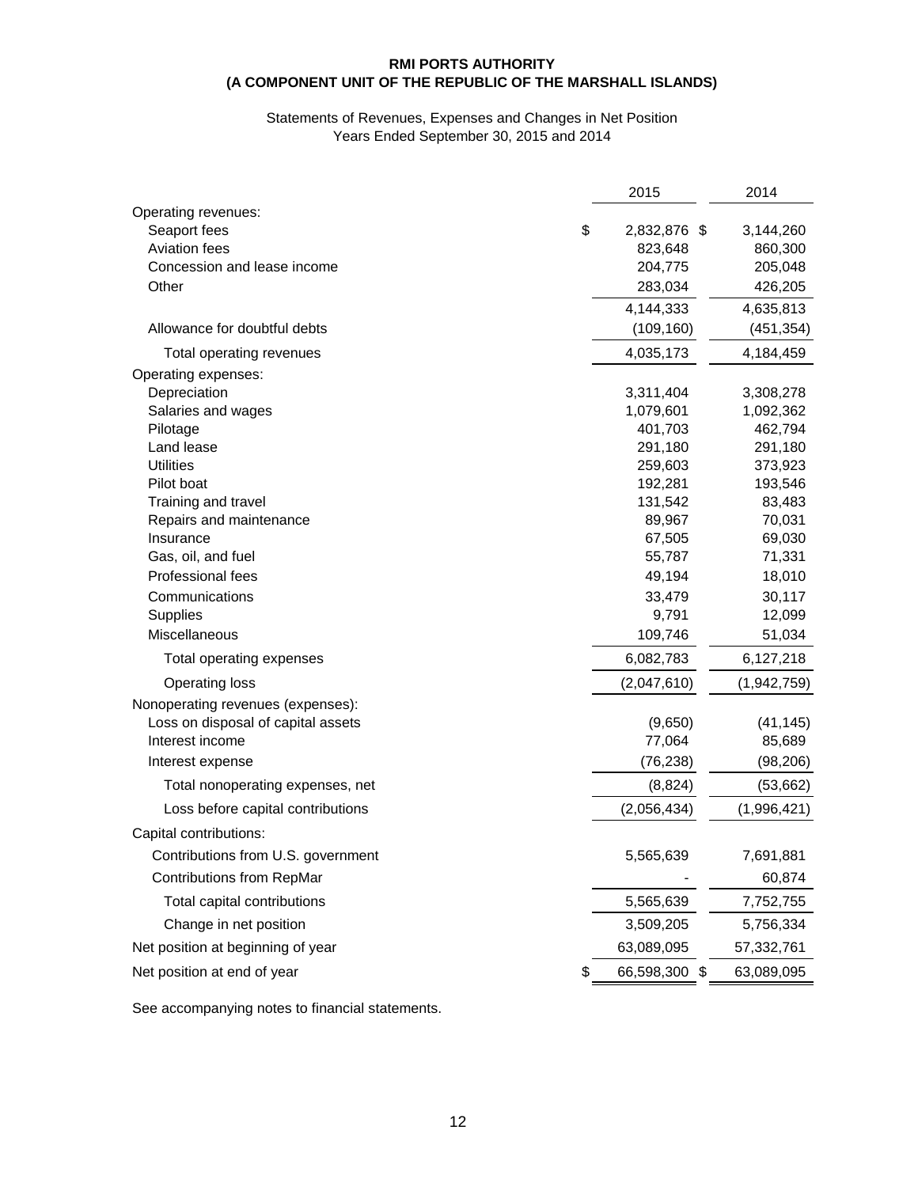**RMI PORTS AUTHORITY**
**(A COMPONENT UNIT OF THE REPUBLIC OF THE MARSHALL ISLANDS)**

Statements of Revenues, Expenses and Changes in Net Position
Years Ended September 30, 2015 and 2014

| | 2015 | 2014 |
|---|---|---|
| Operating revenues: | | |
| Seaport fees | $ 2,832,876 | $ 3,144,260 |
| Aviation fees | 823,648 | 860,300 |
| Concession and lease income | 204,775 | 205,048 |
| Other | 283,034 | 426,205 |
| | 4,144,333 | 4,635,813 |
| Allowance for doubtful debts | (109,160) | (451,354) |
| Total operating revenues | 4,035,173 | 4,184,459 |
| Operating expenses: | | |
| Depreciation | 3,311,404 | 3,308,278 |
| Salaries and wages | 1,079,601 | 1,092,362 |
| Pilotage | 401,703 | 462,794 |
| Land lease | 291,180 | 291,180 |
| Utilities | 259,603 | 373,923 |
| Pilot boat | 192,281 | 193,546 |
| Training and travel | 131,542 | 83,483 |
| Repairs and maintenance | 89,967 | 70,031 |
| Insurance | 67,505 | 69,030 |
| Gas, oil, and fuel | 55,787 | 71,331 |
| Professional fees | 49,194 | 18,010 |
| Communications | 33,479 | 30,117 |
| Supplies | 9,791 | 12,099 |
| Miscellaneous | 109,746 | 51,034 |
| Total operating expenses | 6,082,783 | 6,127,218 |
| Operating loss | (2,047,610) | (1,942,759) |
| Nonoperating revenues (expenses): | | |
| Loss on disposal of capital assets | (9,650) | (41,145) |
| Interest income | 77,064 | 85,689 |
| Interest expense | (76,238) | (98,206) |
| Total nonoperating expenses, net | (8,824) | (53,662) |
| Loss before capital contributions | (2,056,434) | (1,996,421) |
| Capital contributions: | | |
| Contributions from U.S. government | 5,565,639 | 7,691,881 |
| Contributions from RepMar | - | 60,874 |
| Total capital contributions | 5,565,639 | 7,752,755 |
| Change in net position | 3,509,205 | 5,756,334 |
| Net position at beginning of year | 63,089,095 | 57,332,761 |
| Net position at end of year | $ 66,598,300 | $ 63,089,095 |

See accompanying notes to financial statements.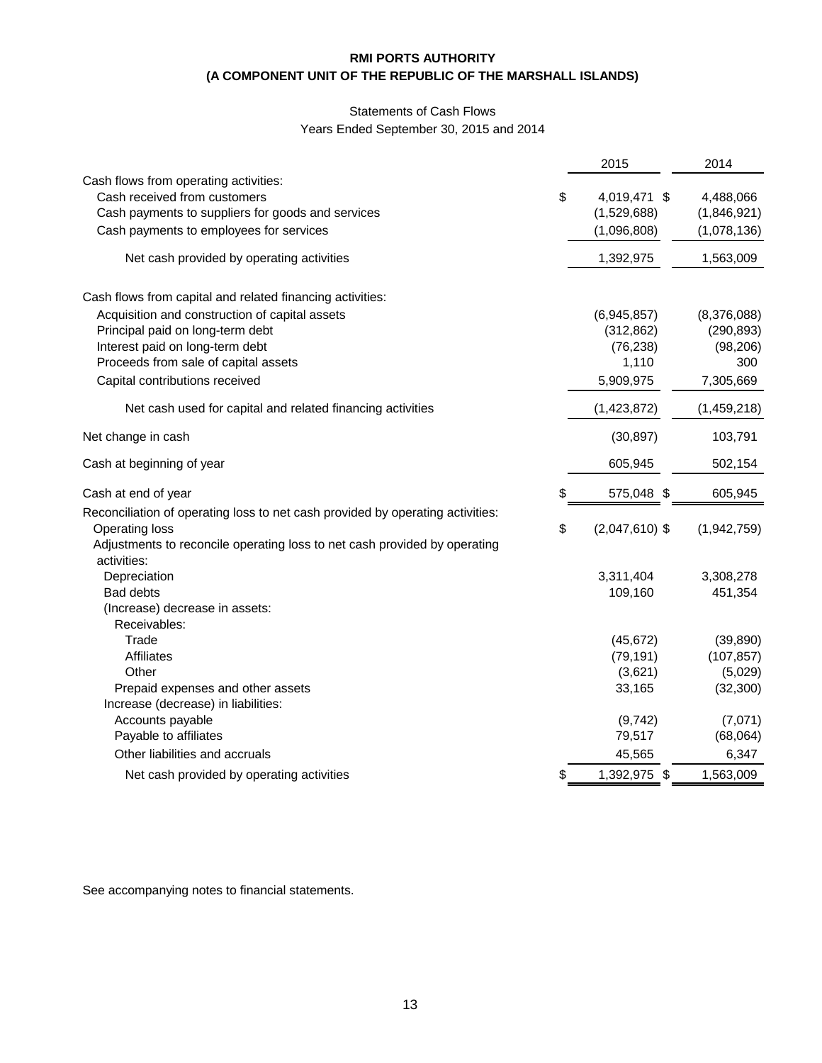**RMI PORTS AUTHORITY**
**(A COMPONENT UNIT OF THE REPUBLIC OF THE MARSHALL ISLANDS)**

Statements of Cash Flows
Years Ended September 30, 2015 and 2014

| | 2015 | 2014 |
|---|---|---|
| Cash flows from operating activities: | | |
| Cash received from customers | $ 4,019,471 | $ 4,488,066 |
| Cash payments to suppliers for goods and services | (1,529,688) | (1,846,921) |
| Cash payments to employees for services | (1,096,808) | (1,078,136) |
| Net cash provided by operating activities | 1,392,975 | 1,563,009 |
| Cash flows from capital and related financing activities: | | |
| Acquisition and construction of capital assets | (6,945,857) | (8,376,088) |
| Principal paid on long-term debt | (312,862) | (290,893) |
| Interest paid on long-term debt | (76,238) | (98,206) |
| Proceeds from sale of capital assets | 1,110 | 300 |
| Capital contributions received | 5,909,975 | 7,305,669 |
| Net cash used for capital and related financing activities | (1,423,872) | (1,459,218) |
| Net change in cash | (30,897) | 103,791 |
| Cash at beginning of year | 605,945 | 502,154 |
| Cash at end of year | $ 575,048 | $ 605,945 |
| Reconciliation of operating loss to net cash provided by operating activities: | | |
| Operating loss | $ (2,047,610) | $ (1,942,759) |
| Adjustments to reconcile operating loss to net cash provided by operating activities: | | |
| Depreciation | 3,311,404 | 3,308,278 |
| Bad debts | 109,160 | 451,354 |
| (Increase) decrease in assets: | | |
| Receivables: | | |
| Trade | (45,672) | (39,890) |
| Affiliates | (79,191) | (107,857) |
| Other | (3,621) | (5,029) |
| Prepaid expenses and other assets | 33,165 | (32,300) |
| Increase (decrease) in liabilities: | | |
| Accounts payable | (9,742) | (7,071) |
| Payable to affiliates | 79,517 | (68,064) |
| Other liabilities and accruals | 45,565 | 6,347 |
| Net cash provided by operating activities | $ 1,392,975 | $ 1,563,009 |

See accompanying notes to financial statements.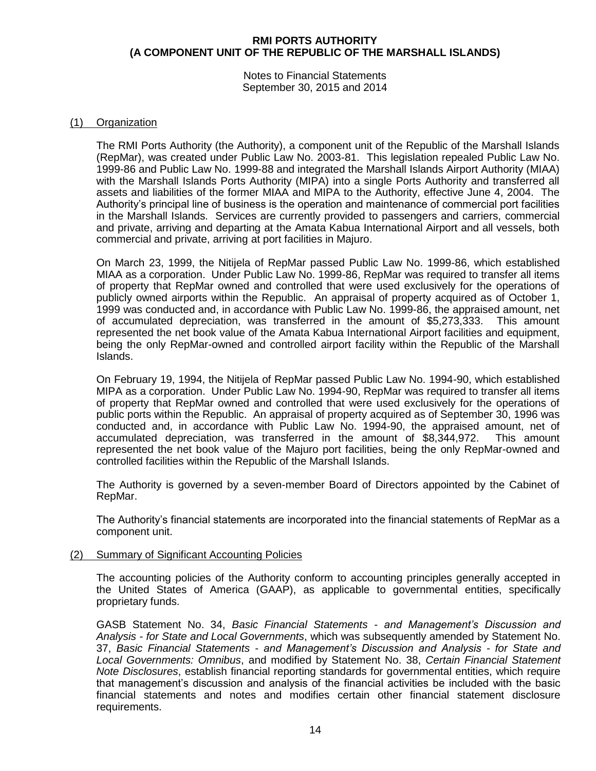**RMI PORTS AUTHORITY**
**(A COMPONENT UNIT OF THE REPUBLIC OF THE MARSHALL ISLANDS)**

Notes to Financial Statements
September 30, 2015 and 2014

## (1) Organization

The RMI Ports Authority (the Authority), a component unit of the Republic of the Marshall Islands (RepMar), was created under Public Law No. 2003-81. This legislation repealed Public Law No. 1999-86 and Public Law No. 1999-88 and integrated the Marshall Islands Airport Authority (MIAA) with the Marshall Islands Ports Authority (MIPA) into a single Ports Authority and transferred all assets and liabilities of the former MIAA and MIPA to the Authority, effective June 4, 2004. The Authority's principal line of business is the operation and maintenance of commercial port facilities in the Marshall Islands. Services are currently provided to passengers and carriers, commercial and private, arriving and departing at the Amata Kabua International Airport and all vessels, both commercial and private, arriving at port facilities in Majuro.

On March 23, 1999, the Nitijela of RepMar passed Public Law No. 1999-86, which established MIAA as a corporation. Under Public Law No. 1999-86, RepMar was required to transfer all items of property that RepMar owned and controlled that were used exclusively for the operations of publicly owned airports within the Republic. An appraisal of property acquired as of October 1, 1999 was conducted and, in accordance with Public Law No. 1999-86, the appraised amount, net of accumulated depreciation, was transferred in the amount of $5,273,333. This amount represented the net book value of the Amata Kabua International Airport facilities and equipment, being the only RepMar-owned and controlled airport facility within the Republic of the Marshall Islands.

On February 19, 1994, the Nitijela of RepMar passed Public Law No. 1994-90, which established MIPA as a corporation. Under Public Law No. 1994-90, RepMar was required to transfer all items of property that RepMar owned and controlled that were used exclusively for the operations of public ports within the Republic. An appraisal of property acquired as of September 30, 1996 was conducted and, in accordance with Public Law No. 1994-90, the appraised amount, net of accumulated depreciation, was transferred in the amount of $8,344,972. This amount represented the net book value of the Majuro port facilities, being the only RepMar-owned and controlled facilities within the Republic of the Marshall Islands.

The Authority is governed by a seven-member Board of Directors appointed by the Cabinet of RepMar.

The Authority's financial statements are incorporated into the financial statements of RepMar as a component unit.

## (2) Summary of Significant Accounting Policies

The accounting policies of the Authority conform to accounting principles generally accepted in the United States of America (GAAP), as applicable to governmental entities, specifically proprietary funds.

GASB Statement No. 34, *Basic Financial Statements - and Management's Discussion and Analysis - for State and Local Governments*, which was subsequently amended by Statement No. 37, *Basic Financial Statements - and Management's Discussion and Analysis - for State and Local Governments: Omnibus*, and modified by Statement No. 38, *Certain Financial Statement Note Disclosures*, establish financial reporting standards for governmental entities, which require that management's discussion and analysis of the financial activities be included with the basic financial statements and notes and modifies certain other financial statement disclosure requirements.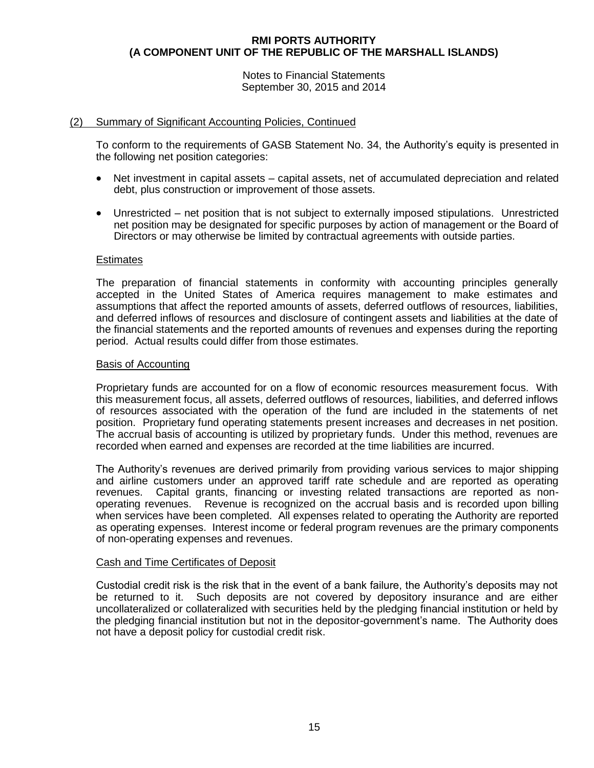## (2) Summary of Significant Accounting Policies, Continued

To conform to the requirements of GASB Statement No. 34, the Authority's equity is presented in the following net position categories:

- Net investment in capital assets – capital assets, net of accumulated depreciation and related debt, plus construction or improvement of those assets.
- Unrestricted – net position that is not subject to externally imposed stipulations. Unrestricted net position may be designated for specific purposes by action of management or the Board of Directors or may otherwise be limited by contractual agreements with outside parties.

### Estimates

The preparation of financial statements in conformity with accounting principles generally accepted in the United States of America requires management to make estimates and assumptions that affect the reported amounts of assets, deferred outflows of resources, liabilities, and deferred inflows of resources and disclosure of contingent assets and liabilities at the date of the financial statements and the reported amounts of revenues and expenses during the reporting period. Actual results could differ from those estimates.

### Basis of Accounting

Proprietary funds are accounted for on a flow of economic resources measurement focus. With this measurement focus, all assets, deferred outflows of resources, liabilities, and deferred inflows of resources associated with the operation of the fund are included in the statements of net position. Proprietary fund operating statements present increases and decreases in net position. The accrual basis of accounting is utilized by proprietary funds. Under this method, revenues are recorded when earned and expenses are recorded at the time liabilities are incurred.

The Authority's revenues are derived primarily from providing various services to major shipping and airline customers under an approved tariff rate schedule and are reported as operating revenues. Capital grants, financing or investing related transactions are reported as non-operating revenues. Revenue is recognized on the accrual basis and is recorded upon billing when services have been completed. All expenses related to operating the Authority are reported as operating expenses. Interest income or federal program revenues are the primary components of non-operating expenses and revenues.

### Cash and Time Certificates of Deposit

Custodial credit risk is the risk that in the event of a bank failure, the Authority's deposits may not be returned to it. Such deposits are not covered by depository insurance and are either uncollateralized or collateralized with securities held by the pledging financial institution or held by the pledging financial institution but not in the depositor-government's name. The Authority does not have a deposit policy for custodial credit risk.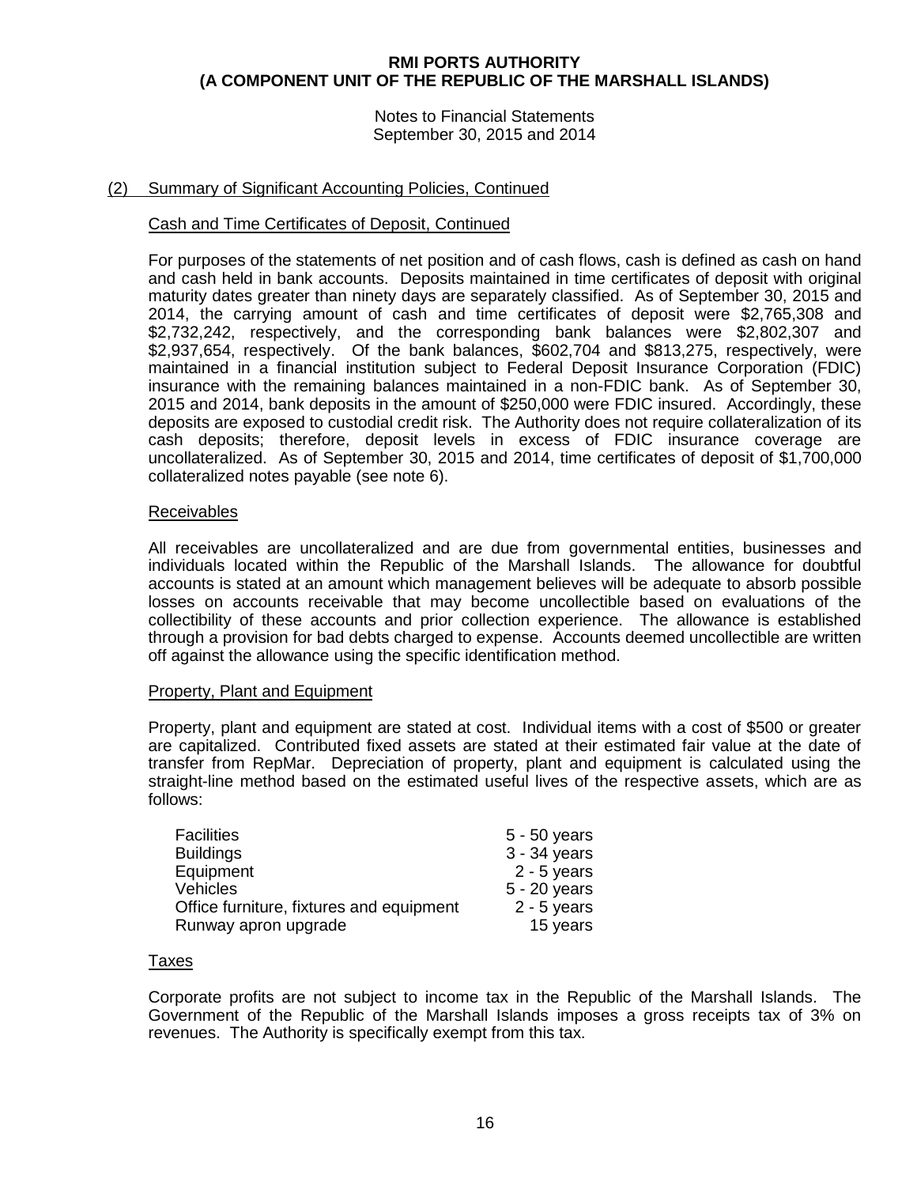**RMI PORTS AUTHORITY**
**(A COMPONENT UNIT OF THE REPUBLIC OF THE MARSHALL ISLANDS)**

Notes to Financial Statements
September 30, 2015 and 2014

## (2) Summary of Significant Accounting Policies, Continued

### Cash and Time Certificates of Deposit, Continued

For purposes of the statements of net position and of cash flows, cash is defined as cash on hand and cash held in bank accounts. Deposits maintained in time certificates of deposit with original maturity dates greater than ninety days are separately classified. As of September 30, 2015 and 2014, the carrying amount of cash and time certificates of deposit were $2,765,308 and $2,732,242, respectively, and the corresponding bank balances were $2,802,307 and $2,937,654, respectively. Of the bank balances, $602,704 and $813,275, respectively, were maintained in a financial institution subject to Federal Deposit Insurance Corporation (FDIC) insurance with the remaining balances maintained in a non-FDIC bank. As of September 30, 2015 and 2014, bank deposits in the amount of $250,000 were FDIC insured. Accordingly, these deposits are exposed to custodial credit risk. The Authority does not require collateralization of its cash deposits; therefore, deposit levels in excess of FDIC insurance coverage are uncollateralized. As of September 30, 2015 and 2014, time certificates of deposit of $1,700,000 collateralized notes payable (see note 6).

### Receivables

All receivables are uncollateralized and are due from governmental entities, businesses and individuals located within the Republic of the Marshall Islands. The allowance for doubtful accounts is stated at an amount which management believes will be adequate to absorb possible losses on accounts receivable that may become uncollectible based on evaluations of the collectibility of these accounts and prior collection experience. The allowance is established through a provision for bad debts charged to expense. Accounts deemed uncollectible are written off against the allowance using the specific identification method.

### Property, Plant and Equipment

Property, plant and equipment are stated at cost. Individual items with a cost of $500 or greater are capitalized. Contributed fixed assets are stated at their estimated fair value at the date of transfer from RepMar. Depreciation of property, plant and equipment is calculated using the straight-line method based on the estimated useful lives of the respective assets, which are as follows:

| | |
|---|---|
| Facilities | 5 - 50 years |
| Buildings | 3 - 34 years |
| Equipment | 2 - 5 years |
| Vehicles | 5 - 20 years |
| Office furniture, fixtures and equipment | 2 - 5 years |
| Runway apron upgrade | 15 years |

### Taxes

Corporate profits are not subject to income tax in the Republic of the Marshall Islands. The Government of the Republic of the Marshall Islands imposes a gross receipts tax of 3% on revenues. The Authority is specifically exempt from this tax.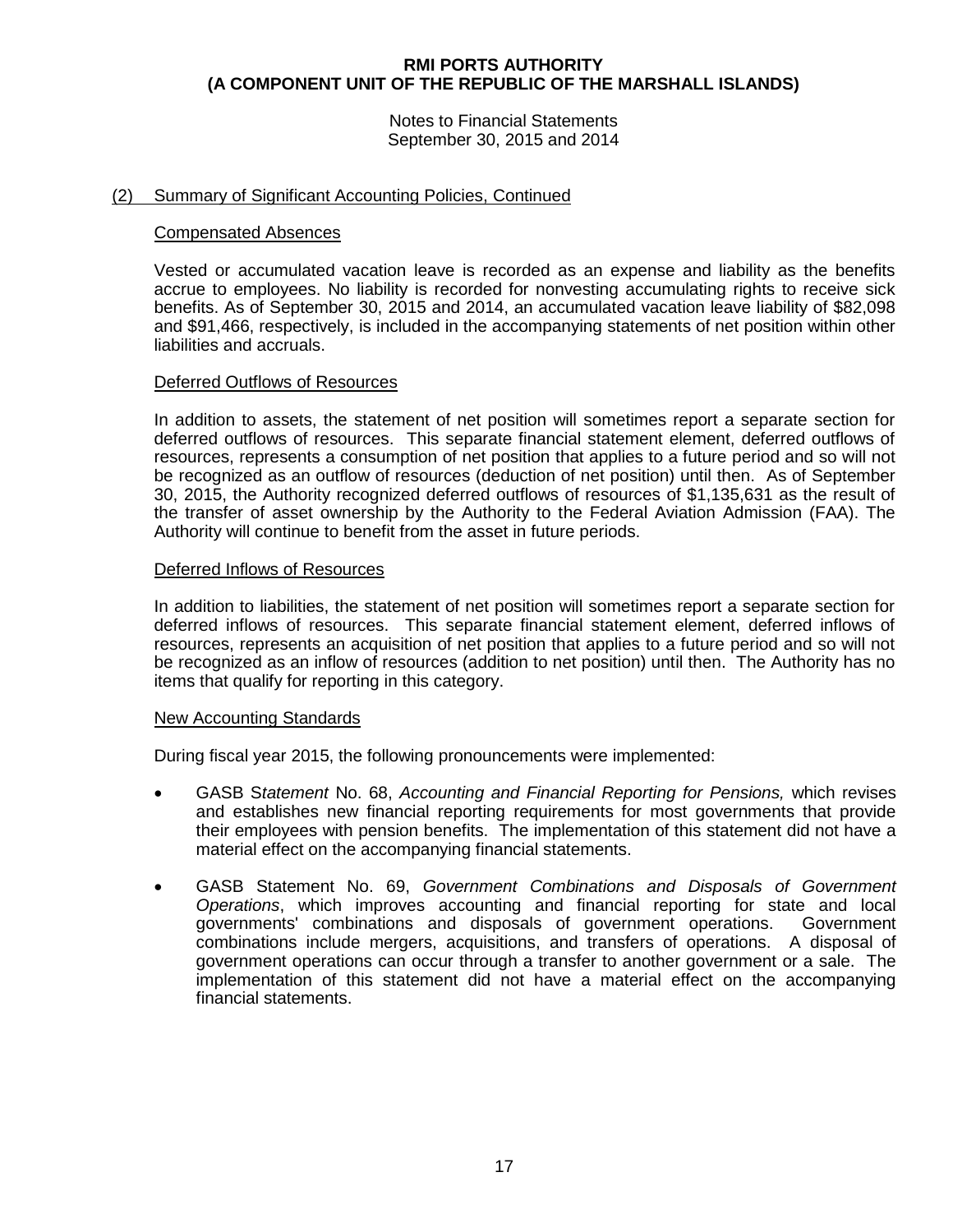**RMI PORTS AUTHORITY**
**(A COMPONENT UNIT OF THE REPUBLIC OF THE MARSHALL ISLANDS)**

Notes to Financial Statements
September 30, 2015 and 2014

## (2) Summary of Significant Accounting Policies, Continued

### Compensated Absences

Vested or accumulated vacation leave is recorded as an expense and liability as the benefits accrue to employees. No liability is recorded for nonvesting accumulating rights to receive sick benefits. As of September 30, 2015 and 2014, an accumulated vacation leave liability of $82,098 and $91,466, respectively, is included in the accompanying statements of net position within other liabilities and accruals.

### Deferred Outflows of Resources

In addition to assets, the statement of net position will sometimes report a separate section for deferred outflows of resources. This separate financial statement element, deferred outflows of resources, represents a consumption of net position that applies to a future period and so will not be recognized as an outflow of resources (deduction of net position) until then. As of September 30, 2015, the Authority recognized deferred outflows of resources of $1,135,631 as the result of the transfer of asset ownership by the Authority to the Federal Aviation Admission (FAA). The Authority will continue to benefit from the asset in future periods.

### Deferred Inflows of Resources

In addition to liabilities, the statement of net position will sometimes report a separate section for deferred inflows of resources. This separate financial statement element, deferred inflows of resources, represents an acquisition of net position that applies to a future period and so will not be recognized as an inflow of resources (addition to net position) until then. The Authority has no items that qualify for reporting in this category.

### New Accounting Standards

During fiscal year 2015, the following pronouncements were implemented:

- GASB S*tatement* No. 68, *Accounting and Financial Reporting for Pensions,* which revises and establishes new financial reporting requirements for most governments that provide their employees with pension benefits. The implementation of this statement did not have a material effect on the accompanying financial statements.

- GASB Statement No. 69, *Government Combinations and Disposals of Government Operations*, which improves accounting and financial reporting for state and local governments' combinations and disposals of government operations. Government combinations include mergers, acquisitions, and transfers of operations. A disposal of government operations can occur through a transfer to another government or a sale. The implementation of this statement did not have a material effect on the accompanying financial statements.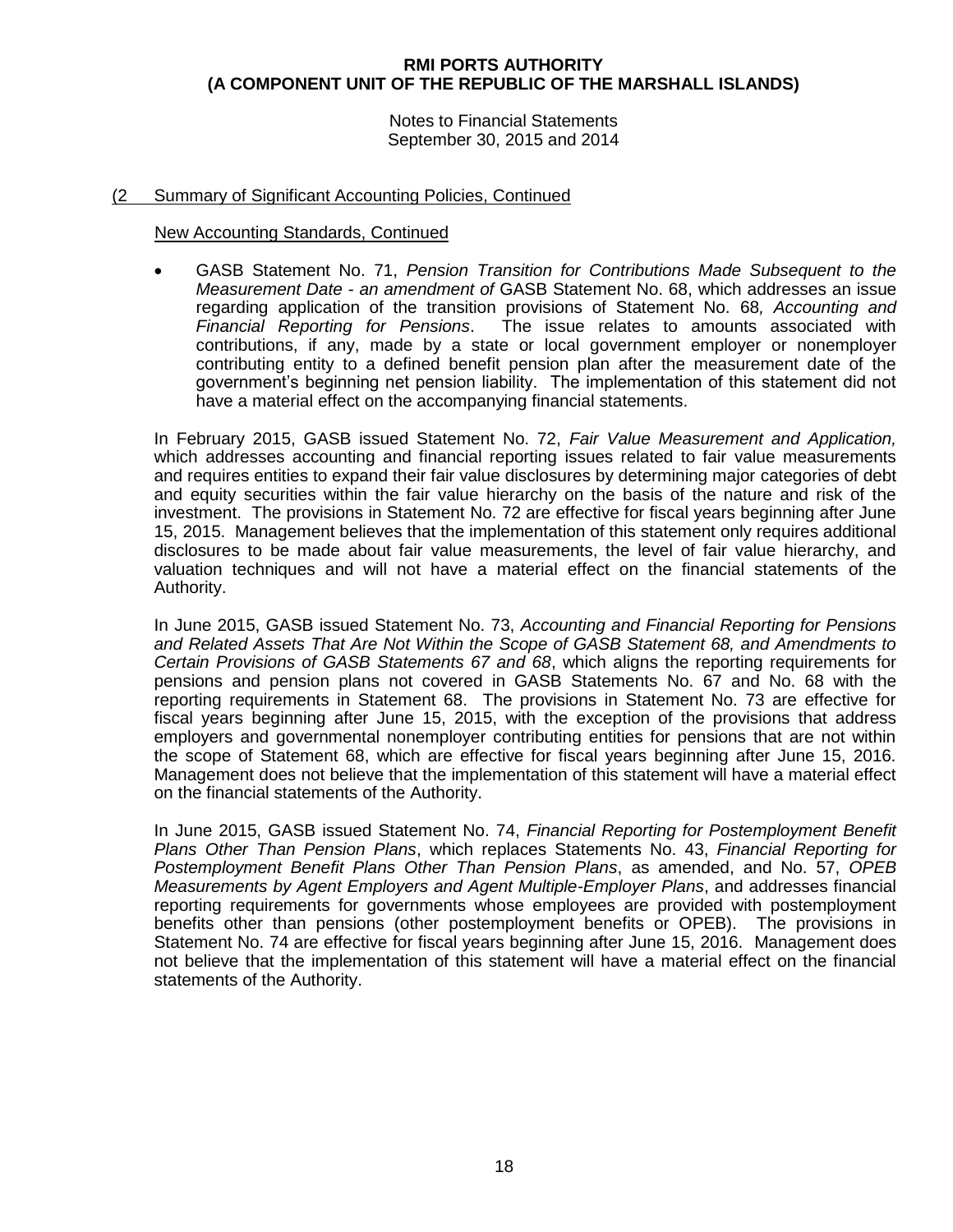## (2 Summary of Significant Accounting Policies, Continued

### New Accounting Standards, Continued

- GASB Statement No. 71, *Pension Transition for Contributions Made Subsequent to the Measurement Date - an amendment of* GASB Statement No. 68, which addresses an issue regarding application of the transition provisions of Statement No. 68*, Accounting and Financial Reporting for Pensions*. The issue relates to amounts associated with contributions, if any, made by a state or local government employer or nonemployer contributing entity to a defined benefit pension plan after the measurement date of the government's beginning net pension liability. The implementation of this statement did not have a material effect on the accompanying financial statements.

In February 2015, GASB issued Statement No. 72, *Fair Value Measurement and Application,* which addresses accounting and financial reporting issues related to fair value measurements and requires entities to expand their fair value disclosures by determining major categories of debt and equity securities within the fair value hierarchy on the basis of the nature and risk of the investment. The provisions in Statement No. 72 are effective for fiscal years beginning after June 15, 2015. Management believes that the implementation of this statement only requires additional disclosures to be made about fair value measurements, the level of fair value hierarchy, and valuation techniques and will not have a material effect on the financial statements of the Authority.

In June 2015, GASB issued Statement No. 73, *Accounting and Financial Reporting for Pensions and Related Assets That Are Not Within the Scope of GASB Statement 68, and Amendments to Certain Provisions of GASB Statements 67 and 68*, which aligns the reporting requirements for pensions and pension plans not covered in GASB Statements No. 67 and No. 68 with the reporting requirements in Statement 68. The provisions in Statement No. 73 are effective for fiscal years beginning after June 15, 2015, with the exception of the provisions that address employers and governmental nonemployer contributing entities for pensions that are not within the scope of Statement 68, which are effective for fiscal years beginning after June 15, 2016. Management does not believe that the implementation of this statement will have a material effect on the financial statements of the Authority.

In June 2015, GASB issued Statement No. 74, *Financial Reporting for Postemployment Benefit Plans Other Than Pension Plans*, which replaces Statements No. 43, *Financial Reporting for Postemployment Benefit Plans Other Than Pension Plans*, as amended, and No. 57, *OPEB Measurements by Agent Employers and Agent Multiple-Employer Plans*, and addresses financial reporting requirements for governments whose employees are provided with postemployment benefits other than pensions (other postemployment benefits or OPEB). The provisions in Statement No. 74 are effective for fiscal years beginning after June 15, 2016. Management does not believe that the implementation of this statement will have a material effect on the financial statements of the Authority.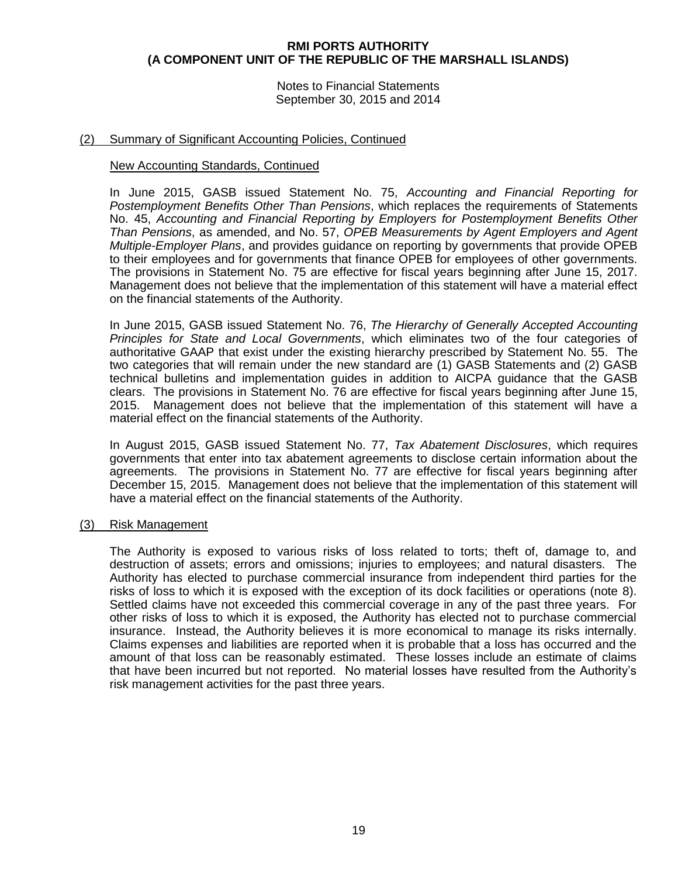## (2) Summary of Significant Accounting Policies, Continued

### New Accounting Standards, Continued

In June 2015, GASB issued Statement No. 75, *Accounting and Financial Reporting for Postemployment Benefits Other Than Pensions*, which replaces the requirements of Statements No. 45, *Accounting and Financial Reporting by Employers for Postemployment Benefits Other Than Pensions*, as amended, and No. 57, *OPEB Measurements by Agent Employers and Agent Multiple-Employer Plans*, and provides guidance on reporting by governments that provide OPEB to their employees and for governments that finance OPEB for employees of other governments. The provisions in Statement No. 75 are effective for fiscal years beginning after June 15, 2017. Management does not believe that the implementation of this statement will have a material effect on the financial statements of the Authority.

In June 2015, GASB issued Statement No. 76, *The Hierarchy of Generally Accepted Accounting Principles for State and Local Governments*, which eliminates two of the four categories of authoritative GAAP that exist under the existing hierarchy prescribed by Statement No. 55. The two categories that will remain under the new standard are (1) GASB Statements and (2) GASB technical bulletins and implementation guides in addition to AICPA guidance that the GASB clears. The provisions in Statement No. 76 are effective for fiscal years beginning after June 15, 2015. Management does not believe that the implementation of this statement will have a material effect on the financial statements of the Authority.

In August 2015, GASB issued Statement No. 77, *Tax Abatement Disclosures*, which requires governments that enter into tax abatement agreements to disclose certain information about the agreements. The provisions in Statement No. 77 are effective for fiscal years beginning after December 15, 2015. Management does not believe that the implementation of this statement will have a material effect on the financial statements of the Authority.

## (3) Risk Management

The Authority is exposed to various risks of loss related to torts; theft of, damage to, and destruction of assets; errors and omissions; injuries to employees; and natural disasters. The Authority has elected to purchase commercial insurance from independent third parties for the risks of loss to which it is exposed with the exception of its dock facilities or operations (note 8). Settled claims have not exceeded this commercial coverage in any of the past three years. For other risks of loss to which it is exposed, the Authority has elected not to purchase commercial insurance. Instead, the Authority believes it is more economical to manage its risks internally. Claims expenses and liabilities are reported when it is probable that a loss has occurred and the amount of that loss can be reasonably estimated. These losses include an estimate of claims that have been incurred but not reported. No material losses have resulted from the Authority's risk management activities for the past three years.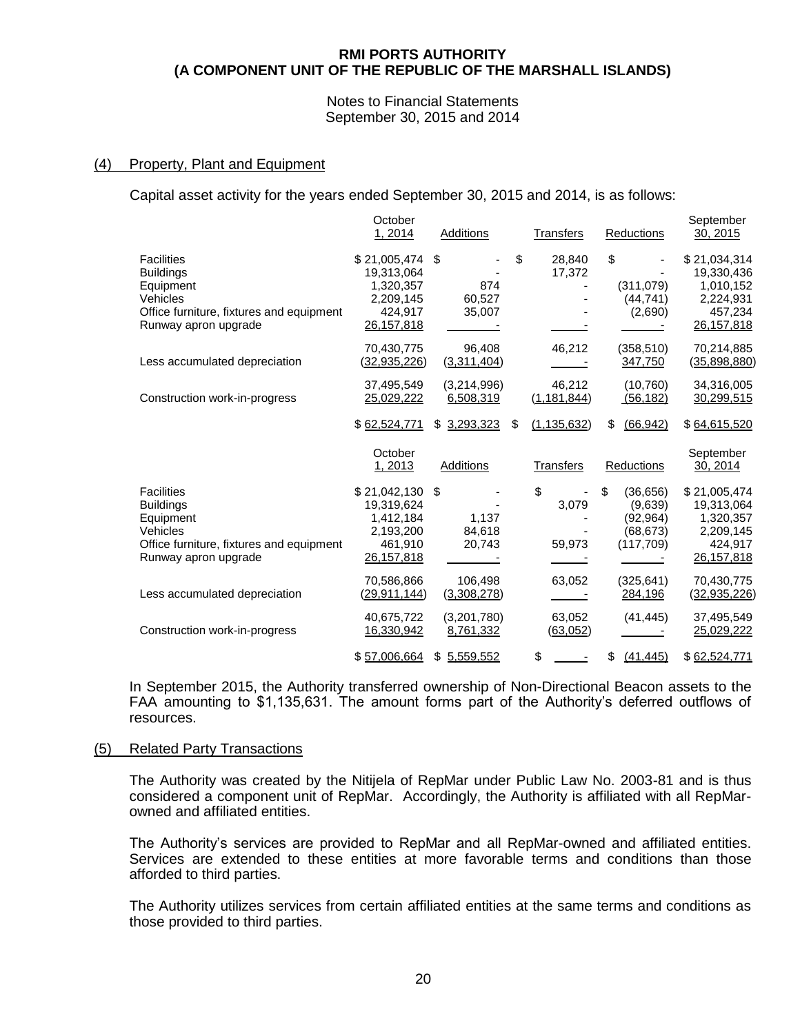# RMI PORTS AUTHORITY
# (A COMPONENT UNIT OF THE REPUBLIC OF THE MARSHALL ISLANDS)

Notes to Financial Statements
September 30, 2015 and 2014

## (4) Property, Plant and Equipment

Capital asset activity for the years ended September 30, 2015 and 2014, is as follows:

| | October 1, 2014 | Additions | Transfers | Reductions | September 30, 2015 |
|---|---|---|---|---|---|
| Facilities | $ 21,005,474 | $ - | $ 28,840 | $ - | $ 21,034,314 |
| Buildings | 19,313,064 | - | 17,372 | - | 19,330,436 |
| Equipment | 1,320,357 | 874 | - | (311,079) | 1,010,152 |
| Vehicles | 2,209,145 | 60,527 | - | (44,741) | 2,224,931 |
| Office furniture, fixtures and equipment | 424,917 | 35,007 | - | (2,690) | 457,234 |
| Runway apron upgrade | 26,157,818 | - | - | - | 26,157,818 |
| | 70,430,775 | 96,408 | 46,212 | (358,510) | 70,214,885 |
| Less accumulated depreciation | (32,935,226) | (3,311,404) | - | 347,750 | (35,898,880) |
| | 37,495,549 | (3,214,996) | 46,212 | (10,760) | 34,316,005 |
| Construction work-in-progress | 25,029,222 | 6,508,319 | (1,181,844) | (56,182) | 30,299,515 |
| | $ 62,524,771 | $ 3,293,323 | $ (1,135,632) | $ (66,942) | $ 64,615,520 |

| | October 1, 2013 | Additions | Transfers | Reductions | September 30, 2014 |
|---|---|---|---|---|---|
| Facilities | $ 21,042,130 | $ - | $ - | $ (36,656) | $ 21,005,474 |
| Buildings | 19,319,624 | - | 3,079 | (9,639) | 19,313,064 |
| Equipment | 1,412,184 | 1,137 | - | (92,964) | 1,320,357 |
| Vehicles | 2,193,200 | 84,618 | - | (68,673) | 2,209,145 |
| Office furniture, fixtures and equipment | 461,910 | 20,743 | 59,973 | (117,709) | 424,917 |
| Runway apron upgrade | 26,157,818 | - | - | - | 26,157,818 |
| | 70,586,866 | 106,498 | 63,052 | (325,641) | 70,430,775 |
| Less accumulated depreciation | (29,911,144) | (3,308,278) | - | 284,196 | (32,935,226) |
| | 40,675,722 | (3,201,780) | 63,052 | (41,445) | 37,495,549 |
| Construction work-in-progress | 16,330,942 | 8,761,332 | (63,052) | - | 25,029,222 |
| | $ 57,006,664 | $ 5,559,552 | $ - | $ (41,445) | $ 62,524,771 |

In September 2015, the Authority transferred ownership of Non-Directional Beacon assets to the FAA amounting to $1,135,631. The amount forms part of the Authority's deferred outflows of resources.

## (5) Related Party Transactions

The Authority was created by the Nitijela of RepMar under Public Law No. 2003-81 and is thus considered a component unit of RepMar. Accordingly, the Authority is affiliated with all RepMar-owned and affiliated entities.

The Authority's services are provided to RepMar and all RepMar-owned and affiliated entities. Services are extended to these entities at more favorable terms and conditions than those afforded to third parties.

The Authority utilizes services from certain affiliated entities at the same terms and conditions as those provided to third parties.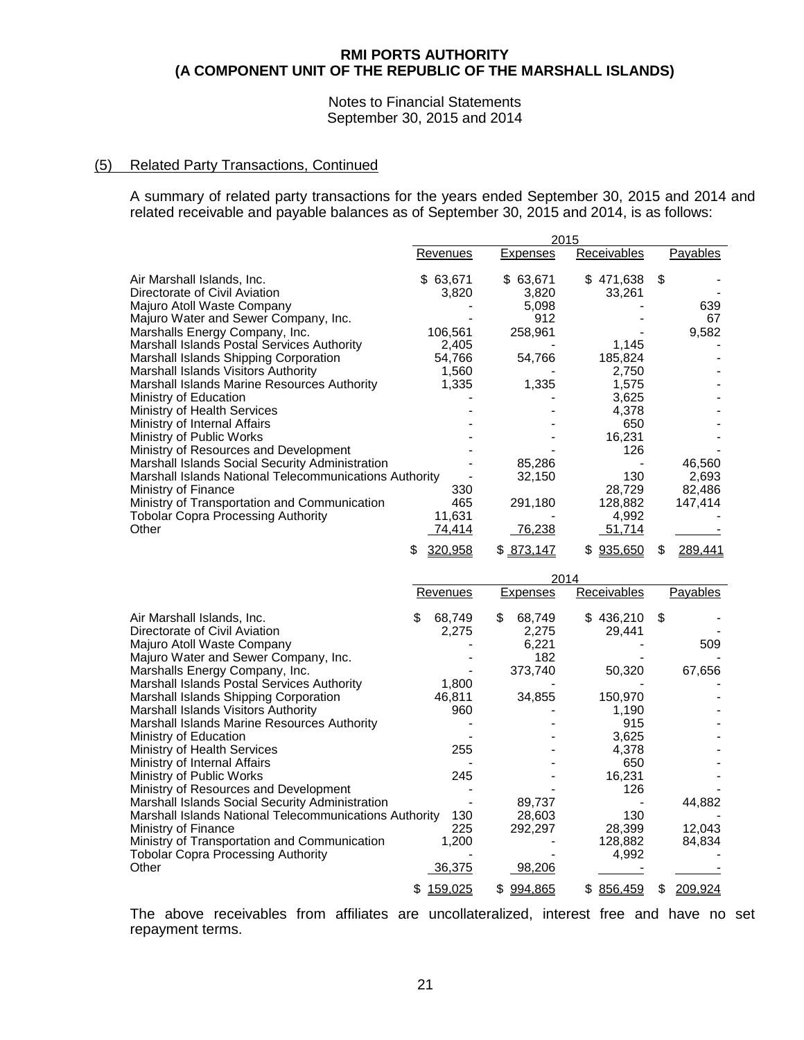**RMI PORTS AUTHORITY**
**(A COMPONENT UNIT OF THE REPUBLIC OF THE MARSHALL ISLANDS)**

Notes to Financial Statements
September 30, 2015 and 2014

## (5) Related Party Transactions, Continued

A summary of related party transactions for the years ended September 30, 2015 and 2014 and related receivable and payable balances as of September 30, 2015 and 2014, is as follows:

| | 2015 | | | |
|---|---|---|---|---|
| | Revenues | Expenses | Receivables | Payables |
| Air Marshall Islands, Inc. | $ 63,671 | $ 63,671 | $ 471,638 | $ - |
| Directorate of Civil Aviation | 3,820 | 3,820 | 33,261 | - |
| Majuro Atoll Waste Company | - | 5,098 | - | 639 |
| Majuro Water and Sewer Company, Inc. | - | 912 | - | 67 |
| Marshalls Energy Company, Inc. | 106,561 | 258,961 | - | 9,582 |
| Marshall Islands Postal Services Authority | 2,405 | - | 1,145 | - |
| Marshall Islands Shipping Corporation | 54,766 | 54,766 | 185,824 | - |
| Marshall Islands Visitors Authority | 1,560 | - | 2,750 | - |
| Marshall Islands Marine Resources Authority | 1,335 | 1,335 | 1,575 | - |
| Ministry of Education | - | - | 3,625 | - |
| Ministry of Health Services | - | - | 4,378 | - |
| Ministry of Internal Affairs | - | - | 650 | - |
| Ministry of Public Works | - | - | 16,231 | - |
| Ministry of Resources and Development | - | - | 126 | - |
| Marshall Islands Social Security Administration | - | 85,286 | - | 46,560 |
| Marshall Islands National Telecommunications Authority | - | 32,150 | 130 | 2,693 |
| Ministry of Finance | 330 | - | 28,729 | 82,486 |
| Ministry of Transportation and Communication | 465 | 291,180 | 128,882 | 147,414 |
| Tobolar Copra Processing Authority | 11,631 | - | 4,992 | - |
| Other | 74,414 | 76,238 | 51,714 | - |
| | $ 320,958 | $ 873,147 | $ 935,650 | $ 289,441 |

| | 2014 | | | |
|---|---|---|---|---|
| | Revenues | Expenses | Receivables | Payables |
| Air Marshall Islands, Inc. | $ 68,749 | $ 68,749 | $ 436,210 | $ - |
| Directorate of Civil Aviation | 2,275 | 2,275 | 29,441 | - |
| Majuro Atoll Waste Company | - | 6,221 | - | 509 |
| Majuro Water and Sewer Company, Inc. | - | 182 | - | - |
| Marshalls Energy Company, Inc. | - | 373,740 | 50,320 | 67,656 |
| Marshall Islands Postal Services Authority | 1,800 | - | - | - |
| Marshall Islands Shipping Corporation | 46,811 | 34,855 | 150,970 | - |
| Marshall Islands Visitors Authority | 960 | - | 1,190 | - |
| Marshall Islands Marine Resources Authority | - | - | 915 | - |
| Ministry of Education | - | - | 3,625 | - |
| Ministry of Health Services | 255 | - | 4,378 | - |
| Ministry of Internal Affairs | - | - | 650 | - |
| Ministry of Public Works | 245 | - | 16,231 | - |
| Ministry of Resources and Development | - | - | 126 | - |
| Marshall Islands Social Security Administration | - | 89,737 | - | 44,882 |
| Marshall Islands National Telecommunications Authority | 130 | 28,603 | 130 | - |
| Ministry of Finance | 225 | 292,297 | 28,399 | 12,043 |
| Ministry of Transportation and Communication | 1,200 | - | 128,882 | 84,834 |
| Tobolar Copra Processing Authority | - | - | 4,992 | - |
| Other | 36,375 | 98,206 | - | - |
| | $ 159,025 | $ 994,865 | $ 856,459 | $ 209,924 |

The above receivables from affiliates are uncollateralized, interest free and have no set repayment terms.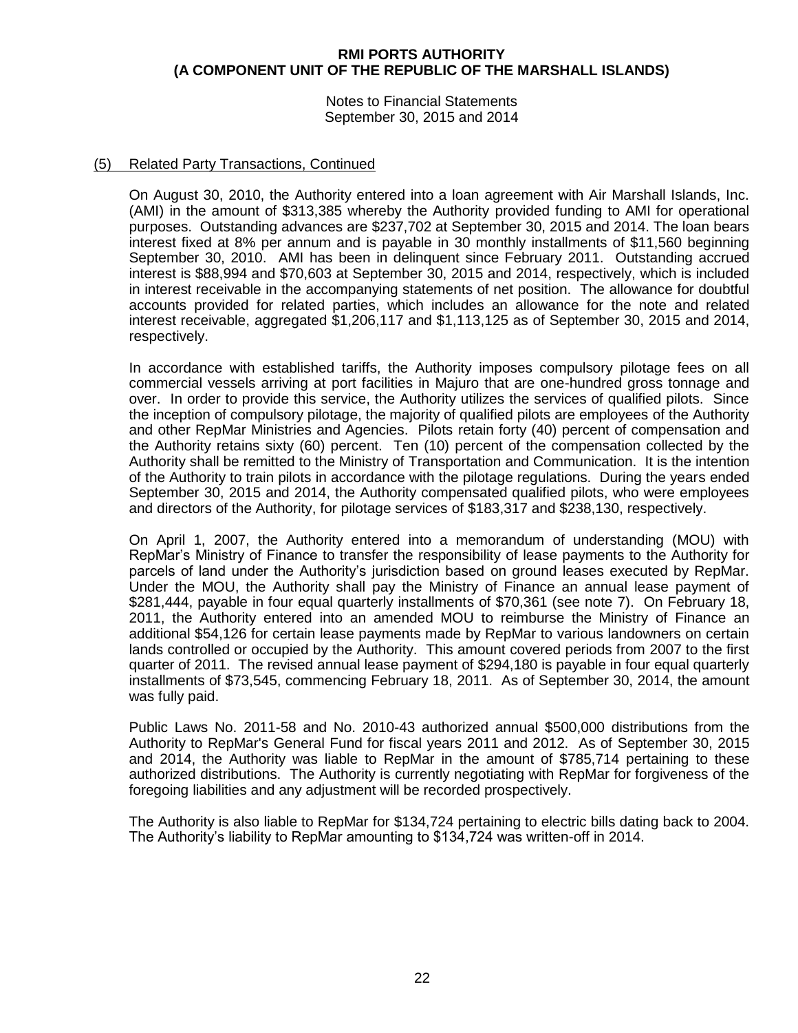## (5) Related Party Transactions, Continued

On August 30, 2010, the Authority entered into a loan agreement with Air Marshall Islands, Inc. (AMI) in the amount of $313,385 whereby the Authority provided funding to AMI for operational purposes. Outstanding advances are $237,702 at September 30, 2015 and 2014. The loan bears interest fixed at 8% per annum and is payable in 30 monthly installments of $11,560 beginning September 30, 2010. AMI has been in delinquent since February 2011. Outstanding accrued interest is $88,994 and $70,603 at September 30, 2015 and 2014, respectively, which is included in interest receivable in the accompanying statements of net position. The allowance for doubtful accounts provided for related parties, which includes an allowance for the note and related interest receivable, aggregated $1,206,117 and $1,113,125 as of September 30, 2015 and 2014, respectively.

In accordance with established tariffs, the Authority imposes compulsory pilotage fees on all commercial vessels arriving at port facilities in Majuro that are one-hundred gross tonnage and over. In order to provide this service, the Authority utilizes the services of qualified pilots. Since the inception of compulsory pilotage, the majority of qualified pilots are employees of the Authority and other RepMar Ministries and Agencies. Pilots retain forty (40) percent of compensation and the Authority retains sixty (60) percent. Ten (10) percent of the compensation collected by the Authority shall be remitted to the Ministry of Transportation and Communication. It is the intention of the Authority to train pilots in accordance with the pilotage regulations. During the years ended September 30, 2015 and 2014, the Authority compensated qualified pilots, who were employees and directors of the Authority, for pilotage services of $183,317 and $238,130, respectively.

On April 1, 2007, the Authority entered into a memorandum of understanding (MOU) with RepMar's Ministry of Finance to transfer the responsibility of lease payments to the Authority for parcels of land under the Authority's jurisdiction based on ground leases executed by RepMar. Under the MOU, the Authority shall pay the Ministry of Finance an annual lease payment of $281,444, payable in four equal quarterly installments of $70,361 (see note 7). On February 18, 2011, the Authority entered into an amended MOU to reimburse the Ministry of Finance an additional $54,126 for certain lease payments made by RepMar to various landowners on certain lands controlled or occupied by the Authority. This amount covered periods from 2007 to the first quarter of 2011. The revised annual lease payment of $294,180 is payable in four equal quarterly installments of $73,545, commencing February 18, 2011. As of September 30, 2014, the amount was fully paid.

Public Laws No. 2011-58 and No. 2010-43 authorized annual $500,000 distributions from the Authority to RepMar's General Fund for fiscal years 2011 and 2012. As of September 30, 2015 and 2014, the Authority was liable to RepMar in the amount of $785,714 pertaining to these authorized distributions. The Authority is currently negotiating with RepMar for forgiveness of the foregoing liabilities and any adjustment will be recorded prospectively.

The Authority is also liable to RepMar for $134,724 pertaining to electric bills dating back to 2004. The Authority's liability to RepMar amounting to $134,724 was written-off in 2014.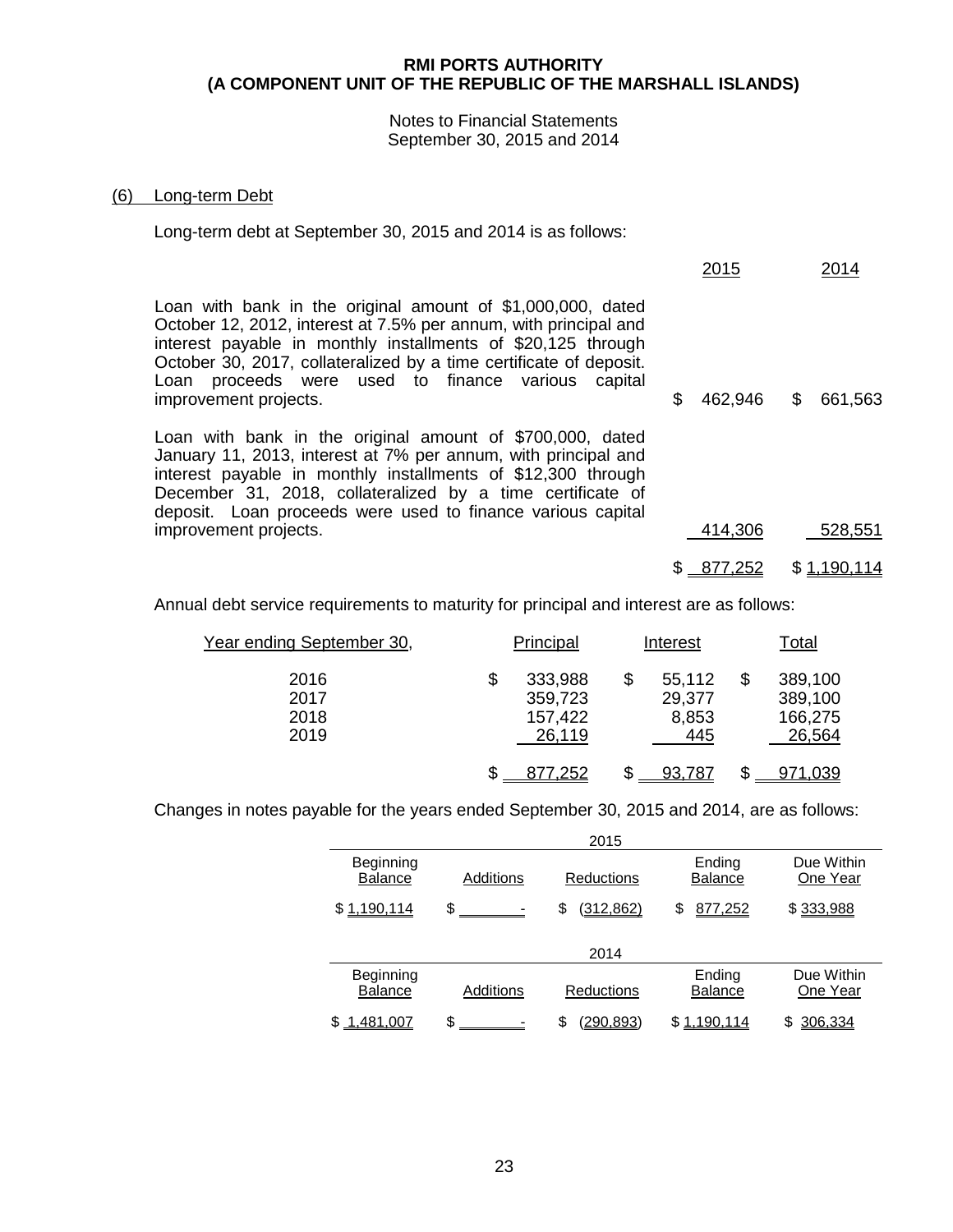# RMI PORTS AUTHORITY
# (A COMPONENT UNIT OF THE REPUBLIC OF THE MARSHALL ISLANDS)

Notes to Financial Statements
September 30, 2015 and 2014

## (6) Long-term Debt

Long-term debt at September 30, 2015 and 2014 is as follows:

| | 2015 | 2014 |
|---|---|---|
| Loan with bank in the original amount of $1,000,000, dated October 12, 2012, interest at 7.5% per annum, with principal and interest payable in monthly installments of $20,125 through October 30, 2017, collateralized by a time certificate of deposit. Loan proceeds were used to finance various capital improvement projects. | $ 462,946 | $ 661,563 |
| Loan with bank in the original amount of $700,000, dated January 11, 2013, interest at 7% per annum, with principal and interest payable in monthly installments of $12,300 through December 31, 2018, collateralized by a time certificate of deposit. Loan proceeds were used to finance various capital improvement projects. | 414,306 | 528,551 |
| | $ 877,252 | $ 1,190,114 |

Annual debt service requirements to maturity for principal and interest are as follows:

| Year ending September 30, | Principal | Interest | Total |
|---|---|---|---|
| 2016 | $ 333,988 | $ 55,112 | $ 389,100 |
| 2017 | 359,723 | 29,377 | 389,100 |
| 2018 | 157,422 | 8,853 | 166,275 |
| 2019 | 26,119 | 445 | 26,564 |
| | $ 877,252 | $ 93,787 | $ 971,039 |

Changes in notes payable for the years ended September 30, 2015 and 2014, are as follows:

| 2015 | | | | |
|---|---|---|---|---|
| Beginning Balance | Additions | Reductions | Ending Balance | Due Within One Year |
| $ 1,190,114 | $ - | $ (312,862) | $ 877,252 | $ 333,988 |

| 2014 | | | | |
|---|---|---|---|---|
| Beginning Balance | Additions | Reductions | Ending Balance | Due Within One Year |
| $ 1,481,007 | $ - | $ (290,893) | $ 1,190,114 | $ 306,334 |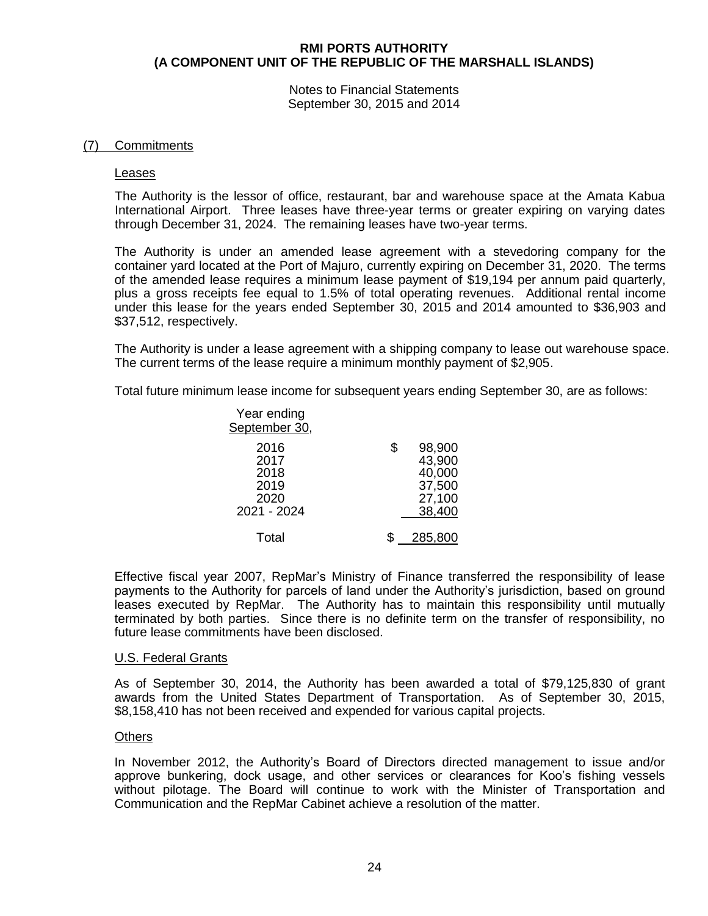# RMI PORTS AUTHORITY
# (A COMPONENT UNIT OF THE REPUBLIC OF THE MARSHALL ISLANDS)

Notes to Financial Statements
September 30, 2015 and 2014

## (7) Commitments

### Leases

The Authority is the lessor of office, restaurant, bar and warehouse space at the Amata Kabua International Airport. Three leases have three-year terms or greater expiring on varying dates through December 31, 2024. The remaining leases have two-year terms.

The Authority is under an amended lease agreement with a stevedoring company for the container yard located at the Port of Majuro, currently expiring on December 31, 2020. The terms of the amended lease requires a minimum lease payment of $19,194 per annum paid quarterly, plus a gross receipts fee equal to 1.5% of total operating revenues. Additional rental income under this lease for the years ended September 30, 2015 and 2014 amounted to $36,903 and $37,512, respectively.

The Authority is under a lease agreement with a shipping company to lease out warehouse space. The current terms of the lease require a minimum monthly payment of $2,905.

Total future minimum lease income for subsequent years ending September 30, are as follows:

| Year ending September 30, | |
|---|---|
| 2016 | $ 98,900 |
| 2017 | 43,900 |
| 2018 | 40,000 |
| 2019 | 37,500 |
| 2020 | 27,100 |
| 2021 - 2024 | 38,400 |
| Total | $ 285,800 |

Effective fiscal year 2007, RepMar's Ministry of Finance transferred the responsibility of lease payments to the Authority for parcels of land under the Authority's jurisdiction, based on ground leases executed by RepMar. The Authority has to maintain this responsibility until mutually terminated by both parties. Since there is no definite term on the transfer of responsibility, no future lease commitments have been disclosed.

### U.S. Federal Grants

As of September 30, 2014, the Authority has been awarded a total of $79,125,830 of grant awards from the United States Department of Transportation. As of September 30, 2015, $8,158,410 has not been received and expended for various capital projects.

### Others

In November 2012, the Authority's Board of Directors directed management to issue and/or approve bunkering, dock usage, and other services or clearances for Koo's fishing vessels without pilotage. The Board will continue to work with the Minister of Transportation and Communication and the RepMar Cabinet achieve a resolution of the matter.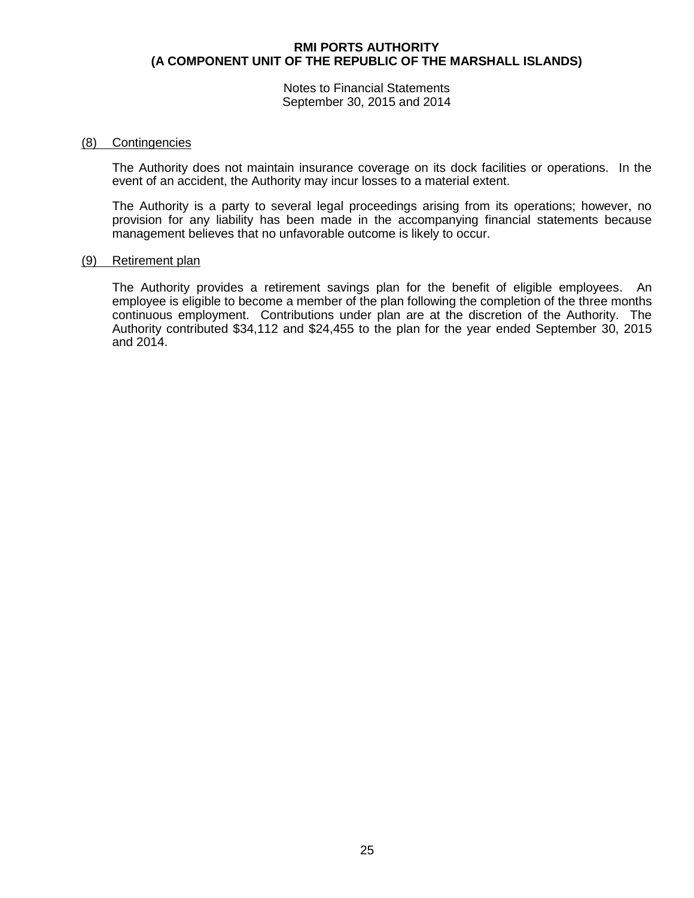# RMI PORTS AUTHORITY
# (A COMPONENT UNIT OF THE REPUBLIC OF THE MARSHALL ISLANDS)

Notes to Financial Statements
September 30, 2015 and 2014

## (8) Contingencies

The Authority does not maintain insurance coverage on its dock facilities or operations. In the event of an accident, the Authority may incur losses to a material extent.

The Authority is a party to several legal proceedings arising from its operations; however, no provision for any liability has been made in the accompanying financial statements because management believes that no unfavorable outcome is likely to occur.

## (9) Retirement plan

The Authority provides a retirement savings plan for the benefit of eligible employees. An employee is eligible to become a member of the plan following the completion of the three months continuous employment. Contributions under plan are at the discretion of the Authority. The Authority contributed $34,112 and $24,455 to the plan for the year ended September 30, 2015 and 2014.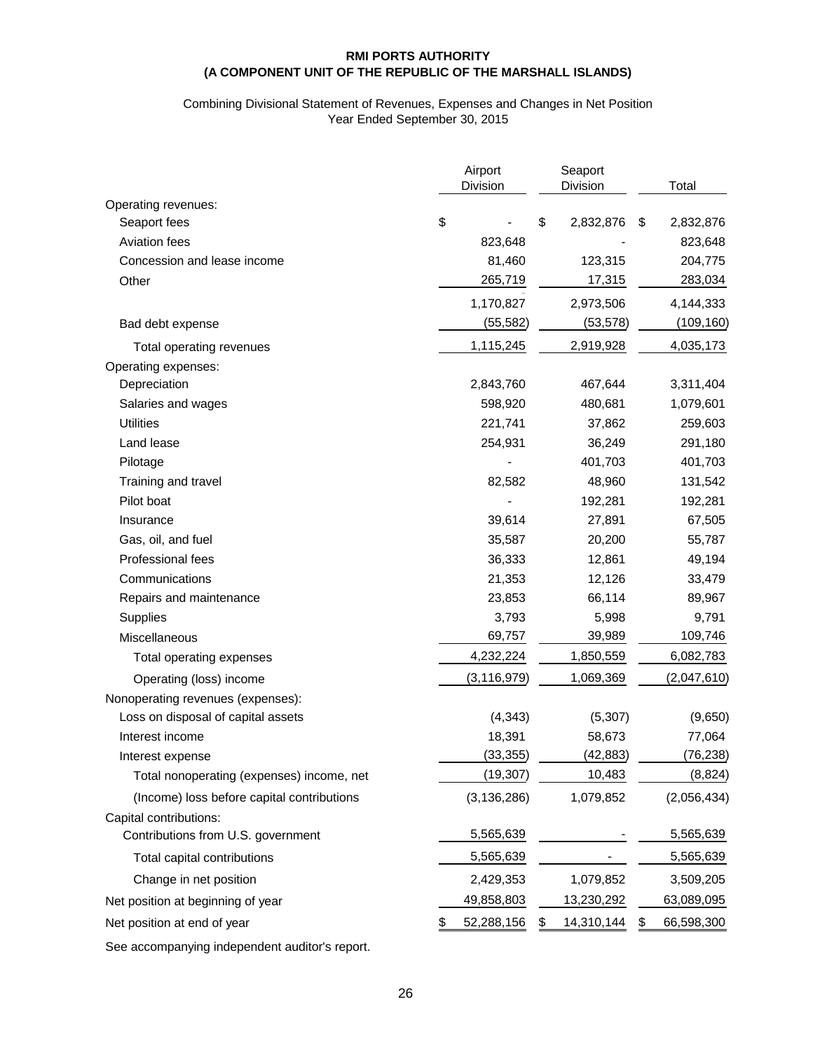**RMI PORTS AUTHORITY**
**(A COMPONENT UNIT OF THE REPUBLIC OF THE MARSHALL ISLANDS)**

Combining Divisional Statement of Revenues, Expenses and Changes in Net Position
Year Ended September 30, 2015

| | Airport Division | Seaport Division | Total |
|---|---|---|---|
| Operating revenues: | | | |
| Seaport fees | $ - | $ 2,832,876 | $ 2,832,876 |
| Aviation fees | 823,648 | - | 823,648 |
| Concession and lease income | 81,460 | 123,315 | 204,775 |
| Other | 265,719 | 17,315 | 283,034 |
| | 1,170,827 | 2,973,506 | 4,144,333 |
| Bad debt expense | (55,582) | (53,578) | (109,160) |
| Total operating revenues | 1,115,245 | 2,919,928 | 4,035,173 |
| Operating expenses: | | | |
| Depreciation | 2,843,760 | 467,644 | 3,311,404 |
| Salaries and wages | 598,920 | 480,681 | 1,079,601 |
| Utilities | 221,741 | 37,862 | 259,603 |
| Land lease | 254,931 | 36,249 | 291,180 |
| Pilotage | - | 401,703 | 401,703 |
| Training and travel | 82,582 | 48,960 | 131,542 |
| Pilot boat | - | 192,281 | 192,281 |
| Insurance | 39,614 | 27,891 | 67,505 |
| Gas, oil, and fuel | 35,587 | 20,200 | 55,787 |
| Professional fees | 36,333 | 12,861 | 49,194 |
| Communications | 21,353 | 12,126 | 33,479 |
| Repairs and maintenance | 23,853 | 66,114 | 89,967 |
| Supplies | 3,793 | 5,998 | 9,791 |
| Miscellaneous | 69,757 | 39,989 | 109,746 |
| Total operating expenses | 4,232,224 | 1,850,559 | 6,082,783 |
| Operating (loss) income | (3,116,979) | 1,069,369 | (2,047,610) |
| Nonoperating revenues (expenses): | | | |
| Loss on disposal of capital assets | (4,343) | (5,307) | (9,650) |
| Interest income | 18,391 | 58,673 | 77,064 |
| Interest expense | (33,355) | (42,883) | (76,238) |
| Total nonoperating (expenses) income, net | (19,307) | 10,483 | (8,824) |
| (Income) loss before capital contributions | (3,136,286) | 1,079,852 | (2,056,434) |
| Capital contributions: | | | |
| Contributions from U.S. government | 5,565,639 | - | 5,565,639 |
| Total capital contributions | 5,565,639 | - | 5,565,639 |
| Change in net position | 2,429,353 | 1,079,852 | 3,509,205 |
| Net position at beginning of year | 49,858,803 | 13,230,292 | 63,089,095 |
| Net position at end of year | $ 52,288,156 | $ 14,310,144 | $ 66,598,300 |

See accompanying independent auditor's report.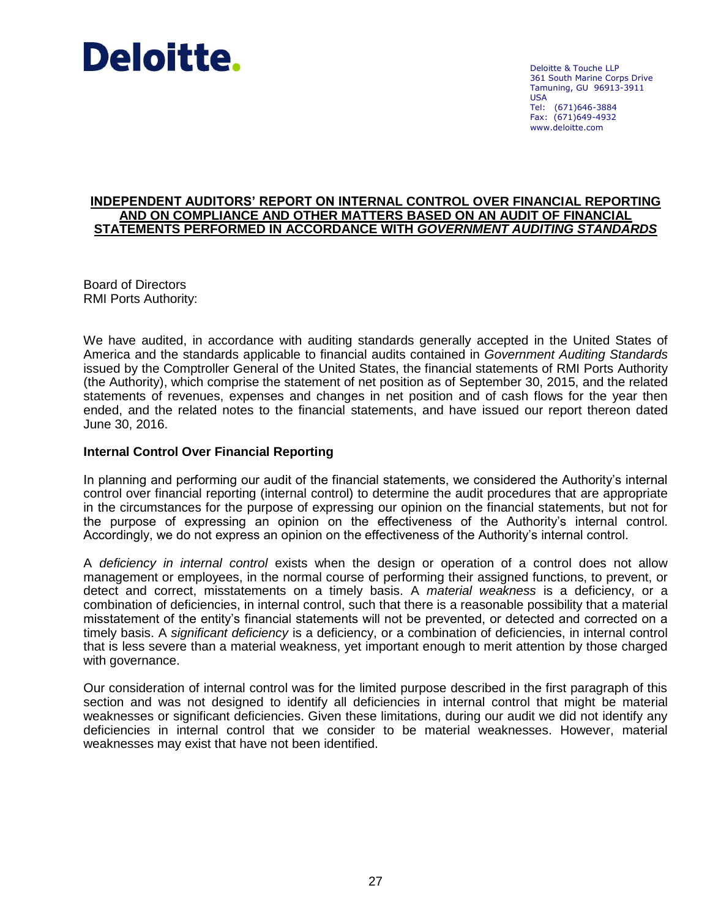**Deloitte.**

Deloitte & Touche LLP
361 South Marine Corps Drive
Tamuning, GU 96913-3911
USA
Tel: (671)646-3884
Fax: (671)649-4932
www.deloitte.com

## INDEPENDENT AUDITORS' REPORT ON INTERNAL CONTROL OVER FINANCIAL REPORTING AND ON COMPLIANCE AND OTHER MATTERS BASED ON AN AUDIT OF FINANCIAL STATEMENTS PERFORMED IN ACCORDANCE WITH *GOVERNMENT AUDITING STANDARDS*

Board of Directors
RMI Ports Authority:

We have audited, in accordance with auditing standards generally accepted in the United States of America and the standards applicable to financial audits contained in *Government Auditing Standards* issued by the Comptroller General of the United States, the financial statements of RMI Ports Authority (the Authority), which comprise the statement of net position as of September 30, 2015, and the related statements of revenues, expenses and changes in net position and of cash flows for the year then ended, and the related notes to the financial statements, and have issued our report thereon dated June 30, 2016.

**Internal Control Over Financial Reporting**

In planning and performing our audit of the financial statements, we considered the Authority's internal control over financial reporting (internal control) to determine the audit procedures that are appropriate in the circumstances for the purpose of expressing our opinion on the financial statements, but not for the purpose of expressing an opinion on the effectiveness of the Authority's internal control. Accordingly, we do not express an opinion on the effectiveness of the Authority's internal control.

A *deficiency in internal control* exists when the design or operation of a control does not allow management or employees, in the normal course of performing their assigned functions, to prevent, or detect and correct, misstatements on a timely basis. A *material weakness* is a deficiency, or a combination of deficiencies, in internal control, such that there is a reasonable possibility that a material misstatement of the entity's financial statements will not be prevented, or detected and corrected on a timely basis. A *significant deficiency* is a deficiency, or a combination of deficiencies, in internal control that is less severe than a material weakness, yet important enough to merit attention by those charged with governance.

Our consideration of internal control was for the limited purpose described in the first paragraph of this section and was not designed to identify all deficiencies in internal control that might be material weaknesses or significant deficiencies. Given these limitations, during our audit we did not identify any deficiencies in internal control that we consider to be material weaknesses. However, material weaknesses may exist that have not been identified.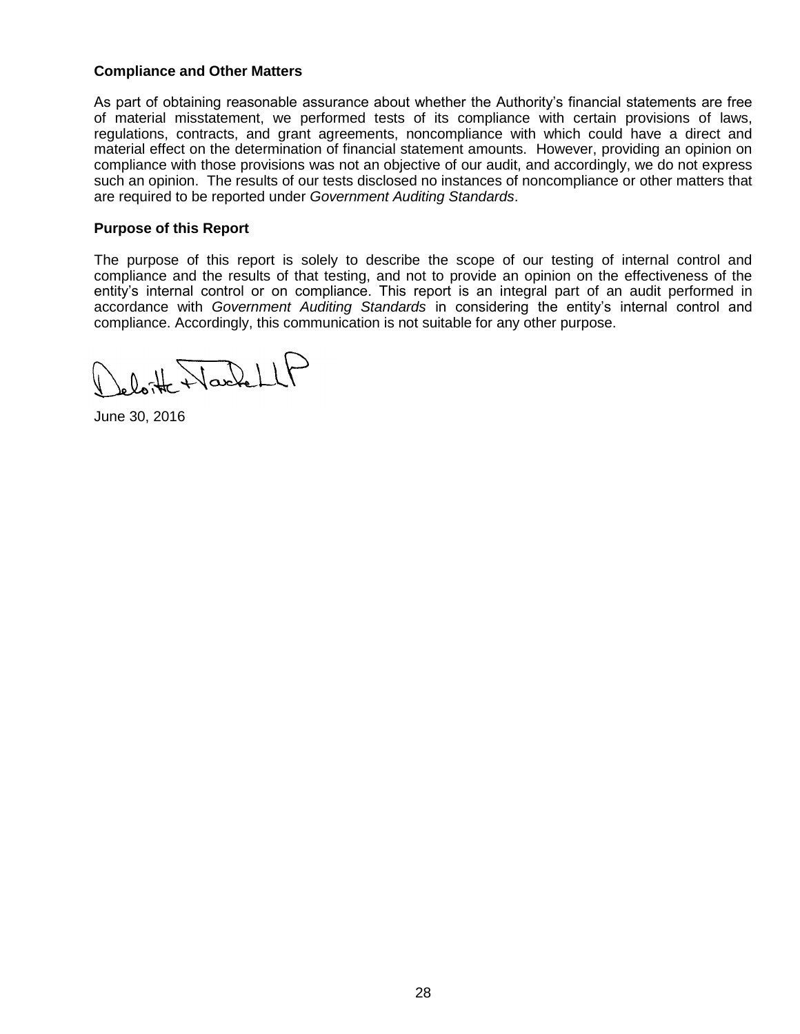**Compliance and Other Matters**

As part of obtaining reasonable assurance about whether the Authority's financial statements are free of material misstatement, we performed tests of its compliance with certain provisions of laws, regulations, contracts, and grant agreements, noncompliance with which could have a direct and material effect on the determination of financial statement amounts. However, providing an opinion on compliance with those provisions was not an objective of our audit, and accordingly, we do not express such an opinion. The results of our tests disclosed no instances of noncompliance or other matters that are required to be reported under *Government Auditing Standards*.

**Purpose of this Report**

The purpose of this report is solely to describe the scope of our testing of internal control and compliance and the results of that testing, and not to provide an opinion on the effectiveness of the entity's internal control or on compliance. This report is an integral part of an audit performed in accordance with *Government Auditing Standards* in considering the entity's internal control and compliance. Accordingly, this communication is not suitable for any other purpose.

Deloitte & Touche LLP

June 30, 2016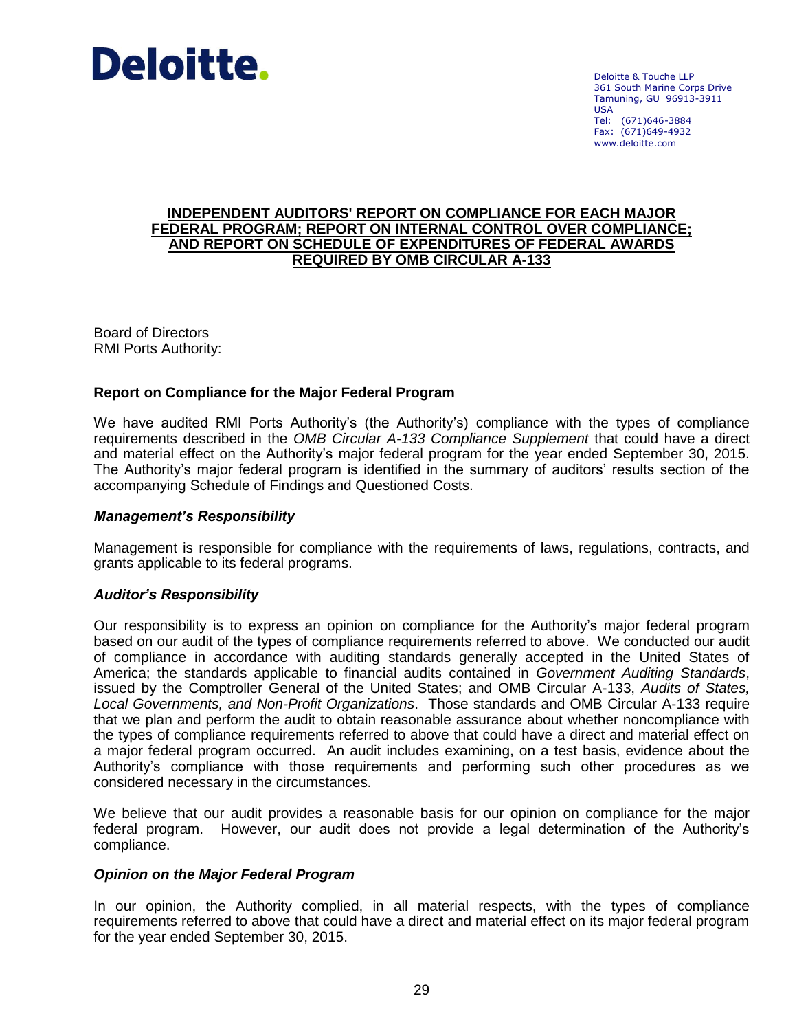Deloitte.

Deloitte & Touche LLP
361 South Marine Corps Drive
Tamuning, GU 96913-3911
USA
Tel: (671)646-3884
Fax: (671)649-4932
www.deloitte.com

# INDEPENDENT AUDITORS' REPORT ON COMPLIANCE FOR EACH MAJOR FEDERAL PROGRAM; REPORT ON INTERNAL CONTROL OVER COMPLIANCE; AND REPORT ON SCHEDULE OF EXPENDITURES OF FEDERAL AWARDS REQUIRED BY OMB CIRCULAR A-133

Board of Directors
RMI Ports Authority:

## Report on Compliance for the Major Federal Program

We have audited RMI Ports Authority's (the Authority's) compliance with the types of compliance requirements described in the *OMB Circular A-133 Compliance Supplement* that could have a direct and material effect on the Authority's major federal program for the year ended September 30, 2015. The Authority's major federal program is identified in the summary of auditors' results section of the accompanying Schedule of Findings and Questioned Costs.

### *Management's Responsibility*

Management is responsible for compliance with the requirements of laws, regulations, contracts, and grants applicable to its federal programs.

### *Auditor's Responsibility*

Our responsibility is to express an opinion on compliance for the Authority's major federal program based on our audit of the types of compliance requirements referred to above. We conducted our audit of compliance in accordance with auditing standards generally accepted in the United States of America; the standards applicable to financial audits contained in *Government Auditing Standards*, issued by the Comptroller General of the United States; and OMB Circular A-133, *Audits of States, Local Governments, and Non-Profit Organizations*. Those standards and OMB Circular A-133 require that we plan and perform the audit to obtain reasonable assurance about whether noncompliance with the types of compliance requirements referred to above that could have a direct and material effect on a major federal program occurred. An audit includes examining, on a test basis, evidence about the Authority's compliance with those requirements and performing such other procedures as we considered necessary in the circumstances.

We believe that our audit provides a reasonable basis for our opinion on compliance for the major federal program. However, our audit does not provide a legal determination of the Authority's compliance.

### *Opinion on the Major Federal Program*

In our opinion, the Authority complied, in all material respects, with the types of compliance requirements referred to above that could have a direct and material effect on its major federal program for the year ended September 30, 2015.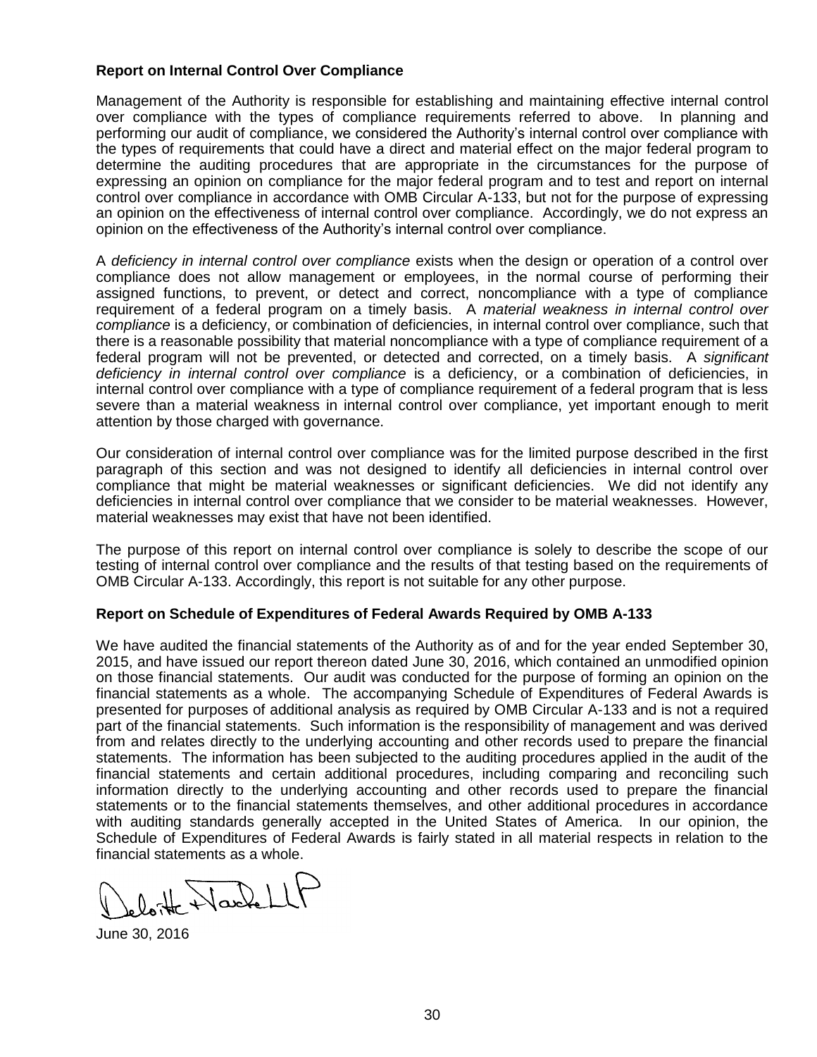**Report on Internal Control Over Compliance**

Management of the Authority is responsible for establishing and maintaining effective internal control over compliance with the types of compliance requirements referred to above. In planning and performing our audit of compliance, we considered the Authority's internal control over compliance with the types of requirements that could have a direct and material effect on the major federal program to determine the auditing procedures that are appropriate in the circumstances for the purpose of expressing an opinion on compliance for the major federal program and to test and report on internal control over compliance in accordance with OMB Circular A-133, but not for the purpose of expressing an opinion on the effectiveness of internal control over compliance. Accordingly, we do not express an opinion on the effectiveness of the Authority's internal control over compliance.

A *deficiency in internal control over compliance* exists when the design or operation of a control over compliance does not allow management or employees, in the normal course of performing their assigned functions, to prevent, or detect and correct, noncompliance with a type of compliance requirement of a federal program on a timely basis. A *material weakness in internal control over compliance* is a deficiency, or combination of deficiencies, in internal control over compliance, such that there is a reasonable possibility that material noncompliance with a type of compliance requirement of a federal program will not be prevented, or detected and corrected, on a timely basis. A *significant deficiency in internal control over compliance* is a deficiency, or a combination of deficiencies, in internal control over compliance with a type of compliance requirement of a federal program that is less severe than a material weakness in internal control over compliance, yet important enough to merit attention by those charged with governance.

Our consideration of internal control over compliance was for the limited purpose described in the first paragraph of this section and was not designed to identify all deficiencies in internal control over compliance that might be material weaknesses or significant deficiencies. We did not identify any deficiencies in internal control over compliance that we consider to be material weaknesses. However, material weaknesses may exist that have not been identified.

The purpose of this report on internal control over compliance is solely to describe the scope of our testing of internal control over compliance and the results of that testing based on the requirements of OMB Circular A-133. Accordingly, this report is not suitable for any other purpose.

**Report on Schedule of Expenditures of Federal Awards Required by OMB A-133**

We have audited the financial statements of the Authority as of and for the year ended September 30, 2015, and have issued our report thereon dated June 30, 2016, which contained an unmodified opinion on those financial statements. Our audit was conducted for the purpose of forming an opinion on the financial statements as a whole. The accompanying Schedule of Expenditures of Federal Awards is presented for purposes of additional analysis as required by OMB Circular A-133 and is not a required part of the financial statements. Such information is the responsibility of management and was derived from and relates directly to the underlying accounting and other records used to prepare the financial statements. The information has been subjected to the auditing procedures applied in the audit of the financial statements and certain additional procedures, including comparing and reconciling such information directly to the underlying accounting and other records used to prepare the financial statements or to the financial statements themselves, and other additional procedures in accordance with auditing standards generally accepted in the United States of America. In our opinion, the Schedule of Expenditures of Federal Awards is fairly stated in all material respects in relation to the financial statements as a whole.

Deloitte & Touche LLP

June 30, 2016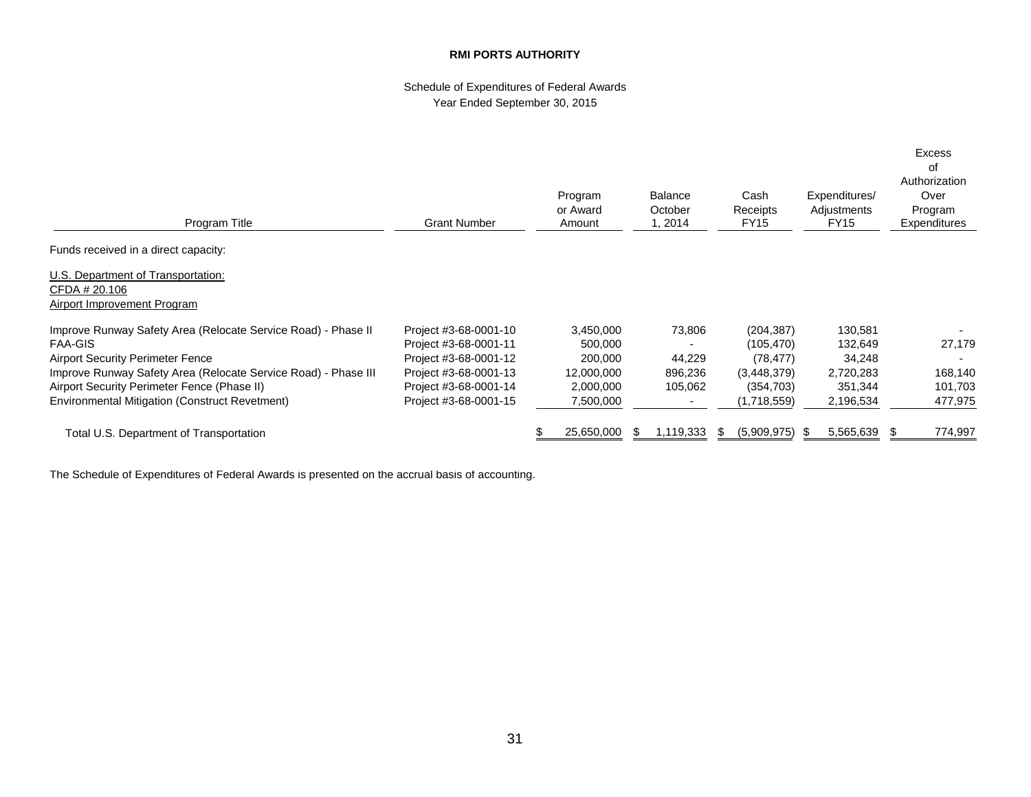**RMI PORTS AUTHORITY**

Schedule of Expenditures of Federal Awards
Year Ended September 30, 2015

| Program Title | Grant Number | Program or Award Amount | Balance October 1, 2014 | Cash Receipts FY15 | Expenditures/ Adjustments FY15 | Excess of Authorization Over Program Expenditures |
|---|---|---|---|---|---|---|
| Funds received in a direct capacity: | | | | | | |
| U.S. Department of Transportation: | | | | | | |
| CFDA # 20.106 | | | | | | |
| Airport Improvement Program | | | | | | |
| Improve Runway Safety Area (Relocate Service Road) - Phase II | Project #3-68-0001-10 | 3,450,000 | 73,806 | (204,387) | 130,581 | - |
| FAA-GIS | Project #3-68-0001-11 | 500,000 | - | (105,470) | 132,649 | 27,179 |
| Airport Security Perimeter Fence | Project #3-68-0001-12 | 200,000 | 44,229 | (78,477) | 34,248 | - |
| Improve Runway Safety Area (Relocate Service Road) - Phase III | Project #3-68-0001-13 | 12,000,000 | 896,236 | (3,448,379) | 2,720,283 | 168,140 |
| Airport Security Perimeter Fence (Phase II) | Project #3-68-0001-14 | 2,000,000 | 105,062 | (354,703) | 351,344 | 101,703 |
| Environmental Mitigation (Construct Revetment) | Project #3-68-0001-15 | 7,500,000 | - | (1,718,559) | 2,196,534 | 477,975 |
| Total U.S. Department of Transportation | | $ 25,650,000 | $ 1,119,333 | $ (5,909,975) | $ 5,565,639 | $ 774,997 |

The Schedule of Expenditures of Federal Awards is presented on the accrual basis of accounting.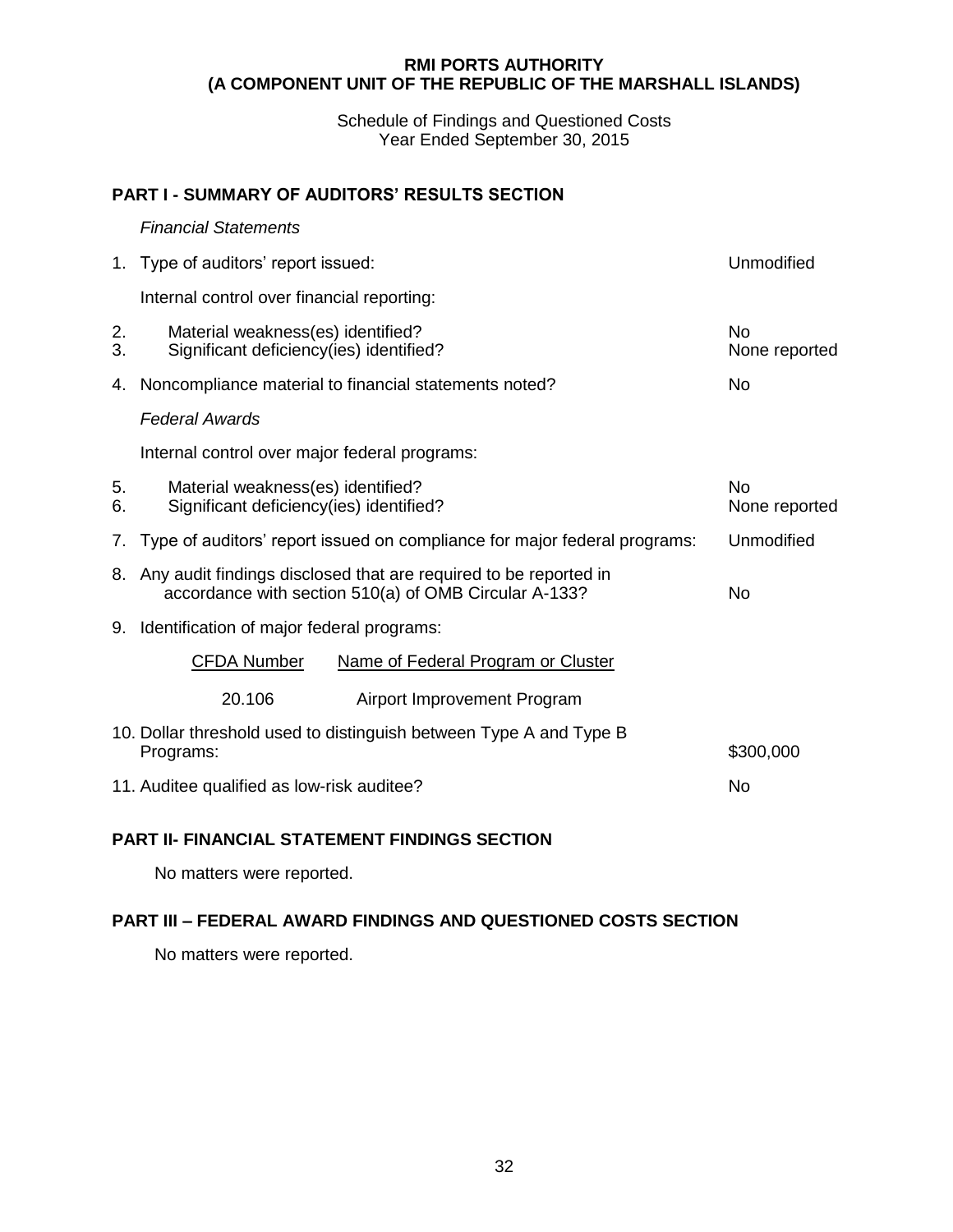**RMI PORTS AUTHORITY**
**(A COMPONENT UNIT OF THE REPUBLIC OF THE MARSHALL ISLANDS)**

Schedule of Findings and Questioned Costs
Year Ended September 30, 2015

## PART I - SUMMARY OF AUDITORS' RESULTS SECTION

*Financial Statements*

| | | |
|---|---|---|
| 1. | Type of auditors' report issued: | Unmodified |
| | Internal control over financial reporting: | |
| 2. | Material weakness(es) identified? | No |
| 3. | Significant deficiency(ies) identified? | None reported |
| 4. | Noncompliance material to financial statements noted? | No |
| | *Federal Awards* | |
| | Internal control over major federal programs: | |
| 5. | Material weakness(es) identified? | No |
| 6. | Significant deficiency(ies) identified? | None reported |
| 7. | Type of auditors' report issued on compliance for major federal programs: | Unmodified |
| 8. | Any audit findings disclosed that are required to be reported in accordance with section 510(a) of OMB Circular A-133? | No |
| 9. | Identification of major federal programs: | |

| CFDA Number | Name of Federal Program or Cluster |
|---|---|
| 20.106 | Airport Improvement Program |

| | | |
|---|---|---|
| 10. | Dollar threshold used to distinguish between Type A and Type B Programs: | \$300,000 |
| 11. | Auditee qualified as low-risk auditee? | No |

## PART II- FINANCIAL STATEMENT FINDINGS SECTION

No matters were reported.

## PART III – FEDERAL AWARD FINDINGS AND QUESTIONED COSTS SECTION

No matters were reported.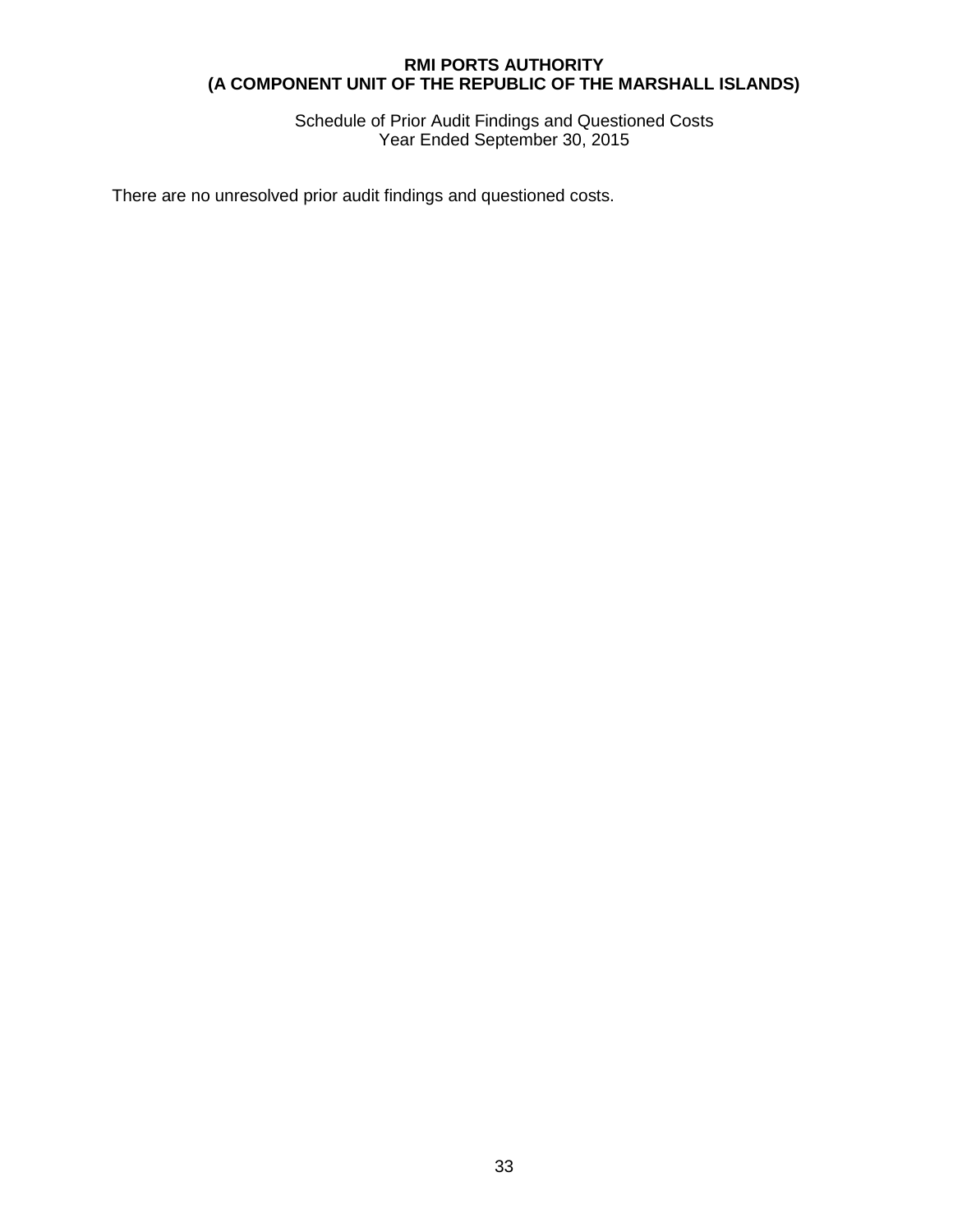**RMI PORTS AUTHORITY**
**(A COMPONENT UNIT OF THE REPUBLIC OF THE MARSHALL ISLANDS)**

Schedule of Prior Audit Findings and Questioned Costs
Year Ended September 30, 2015

There are no unresolved prior audit findings and questioned costs.